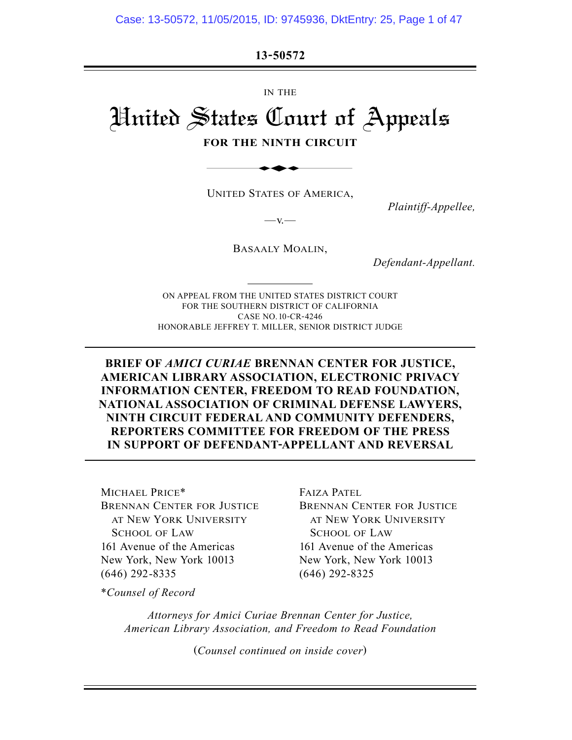**13-50572**

IN THE

# United States Court of Appeals

**FOR THE NINTH CIRCUIT**

UNITED STATES OF AMERICA,

*Plaintiff-Appellee,*

—v.—

BASAALY MOALIN,

*Defendant-Appellant.*

ON APPEAL FROM THE UNITED STATES DISTRICT COURT
FOR THE SOUTHERN DISTRICT OF CALIFORNIA
CASE NO. 10-CR-4246
HONORABLE JEFFREY T. MILLER, SENIOR DISTRICT JUDGE

**BRIEF OF *AMICI CURIAE* BRENNAN CENTER FOR JUSTICE, AMERICAN LIBRARY ASSOCIATION, ELECTRONIC PRIVACY INFORMATION CENTER, FREEDOM TO READ FOUNDATION, NATIONAL ASSOCIATION OF CRIMINAL DEFENSE LAWYERS, NINTH CIRCUIT FEDERAL AND COMMUNITY DEFENDERS, REPORTERS COMMITTEE FOR FREEDOM OF THE PRESS IN SUPPORT OF DEFENDANT-APPELLANT AND REVERSAL**

MICHAEL PRICE*
BRENNAN CENTER FOR JUSTICE
AT NEW YORK UNIVERSITY
SCHOOL OF LAW
161 Avenue of the Americas
New York, New York 10013
(646) 292-8335

*\*Counsel of Record*

FAIZA PATEL
BRENNAN CENTER FOR JUSTICE
AT NEW YORK UNIVERSITY
SCHOOL OF LAW
161 Avenue of the Americas
New York, New York 10013
(646) 292-8325

*Attorneys for Amici Curiae Brennan Center for Justice, American Library Association, and Freedom to Read Foundation*

(*Counsel continued on inside cover*)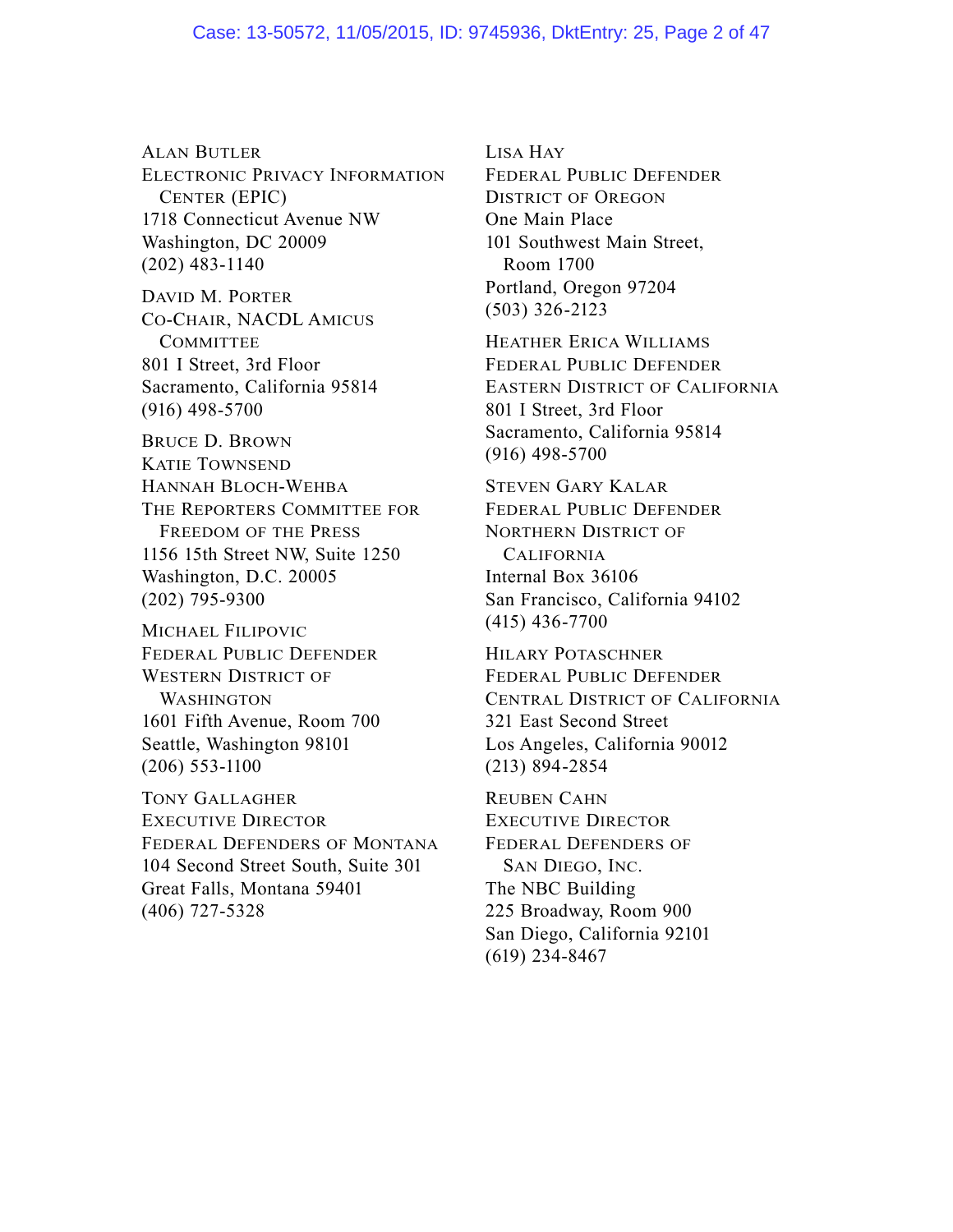ALAN BUTLER
ELECTRONIC PRIVACY INFORMATION CENTER (EPIC)
1718 Connecticut Avenue NW
Washington, DC 20009
(202) 483-1140

DAVID M. PORTER
CO-CHAIR, NACDL AMICUS COMMITTEE
801 I Street, 3rd Floor
Sacramento, California 95814
(916) 498-5700

BRUCE D. BROWN
KATIE TOWNSEND
HANNAH BLOCH-WEHBA
THE REPORTERS COMMITTEE FOR FREEDOM OF THE PRESS
1156 15th Street NW, Suite 1250
Washington, D.C. 20005
(202) 795-9300

MICHAEL FILIPOVIC
FEDERAL PUBLIC DEFENDER
WESTERN DISTRICT OF WASHINGTON
1601 Fifth Avenue, Room 700
Seattle, Washington 98101
(206) 553-1100

TONY GALLAGHER
EXECUTIVE DIRECTOR
FEDERAL DEFENDERS OF MONTANA
104 Second Street South, Suite 301
Great Falls, Montana 59401
(406) 727-5328

LISA HAY
FEDERAL PUBLIC DEFENDER
DISTRICT OF OREGON
One Main Place
101 Southwest Main Street, Room 1700
Portland, Oregon 97204
(503) 326-2123

HEATHER ERICA WILLIAMS
FEDERAL PUBLIC DEFENDER
EASTERN DISTRICT OF CALIFORNIA
801 I Street, 3rd Floor
Sacramento, California 95814
(916) 498-5700

STEVEN GARY KALAR
FEDERAL PUBLIC DEFENDER
NORTHERN DISTRICT OF CALIFORNIA
Internal Box 36106
San Francisco, California 94102
(415) 436-7700

HILARY POTASCHNER
FEDERAL PUBLIC DEFENDER
CENTRAL DISTRICT OF CALIFORNIA
321 East Second Street
Los Angeles, California 90012
(213) 894-2854

REUBEN CAHN
EXECUTIVE DIRECTOR
FEDERAL DEFENDERS OF SAN DIEGO, INC.
The NBC Building
225 Broadway, Room 900
San Diego, California 92101
(619) 234-8467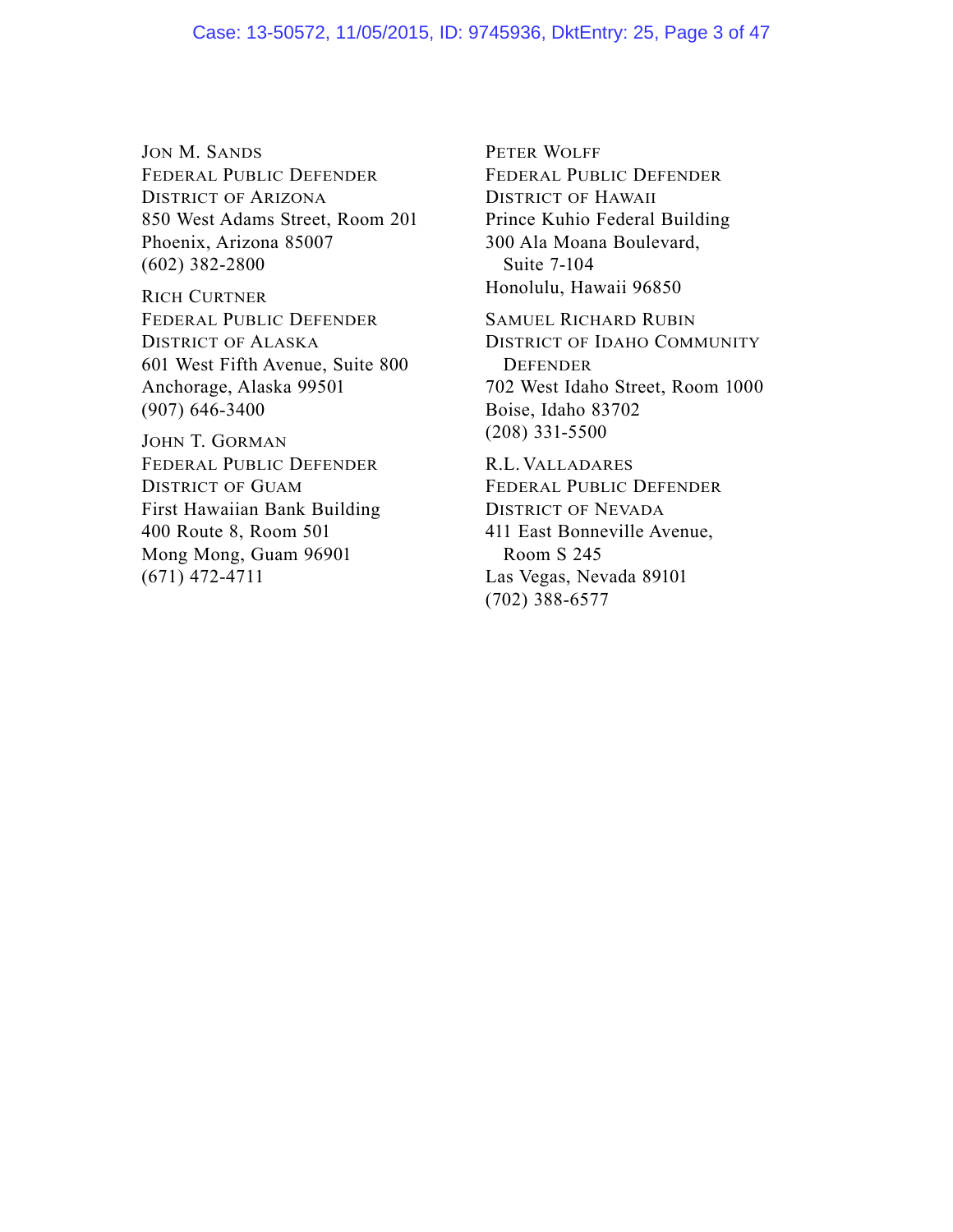JON M. SANDS
FEDERAL PUBLIC DEFENDER
DISTRICT OF ARIZONA
850 West Adams Street, Room 201
Phoenix, Arizona 85007
(602) 382-2800

RICH CURTNER
FEDERAL PUBLIC DEFENDER
DISTRICT OF ALASKA
601 West Fifth Avenue, Suite 800
Anchorage, Alaska 99501
(907) 646-3400

JOHN T. GORMAN
FEDERAL PUBLIC DEFENDER
DISTRICT OF GUAM
First Hawaiian Bank Building
400 Route 8, Room 501
Mong Mong, Guam 96901
(671) 472-4711

PETER WOLFF
FEDERAL PUBLIC DEFENDER
DISTRICT OF HAWAII
Prince Kuhio Federal Building
300 Ala Moana Boulevard,
Suite 7-104
Honolulu, Hawaii 96850

SAMUEL RICHARD RUBIN
DISTRICT OF IDAHO COMMUNITY
DEFENDER
702 West Idaho Street, Room 1000
Boise, Idaho 83702
(208) 331-5500

R.L. VALLADARES
FEDERAL PUBLIC DEFENDER
DISTRICT OF NEVADA
411 East Bonneville Avenue,
Room S 245
Las Vegas, Nevada 89101
(702) 388-6577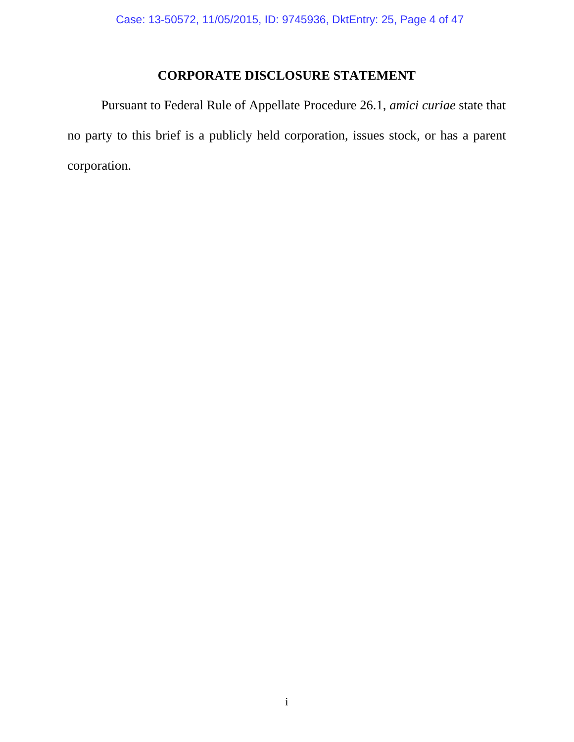# CORPORATE DISCLOSURE STATEMENT

Pursuant to Federal Rule of Appellate Procedure 26.1, *amici curiae* state that no party to this brief is a publicly held corporation, issues stock, or has a parent corporation.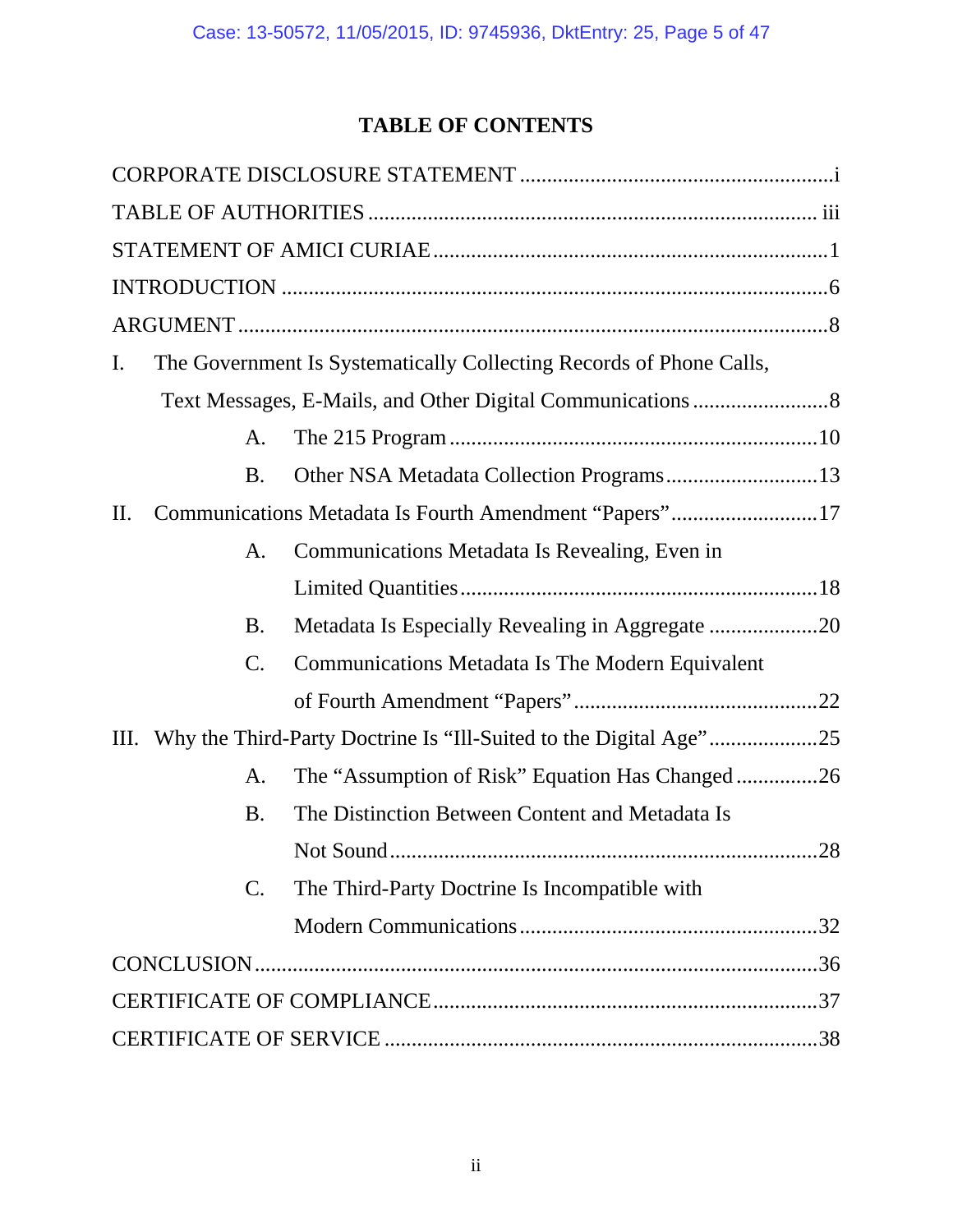# TABLE OF CONTENTS

CORPORATE DISCLOSURE STATEMENT ........................................................i

TABLE OF AUTHORITIES ................................................................................. iii

STATEMENT OF AMICI CURIAE ........................................................................1

INTRODUCTION ..................................................................................................6

ARGUMENT ..........................................................................................................8

I. The Government Is Systematically Collecting Records of Phone Calls, Text Messages, E-Mails, and Other Digital Communications .........................8

  A. The 215 Program ...................................................................10

  B. Other NSA Metadata Collection Programs ............................13

II. Communications Metadata Is Fourth Amendment "Papers" ...........................17

  A. Communications Metadata Is Revealing, Even in Limited Quantities ................................................................18

  B. Metadata Is Especially Revealing in Aggregate ....................20

  C. Communications Metadata Is The Modern Equivalent of Fourth Amendment "Papers" ............................................22

III. Why the Third-Party Doctrine Is "Ill-Suited to the Digital Age" ....................25

  A. The "Assumption of Risk" Equation Has Changed ...............26

  B. The Distinction Between Content and Metadata Is Not Sound ..............................................................................28

  C. The Third-Party Doctrine Is Incompatible with Modern Communications ......................................................32

CONCLUSION ......................................................................................................36

CERTIFICATE OF COMPLIANCE .....................................................................37

CERTIFICATE OF SERVICE ...............................................................................38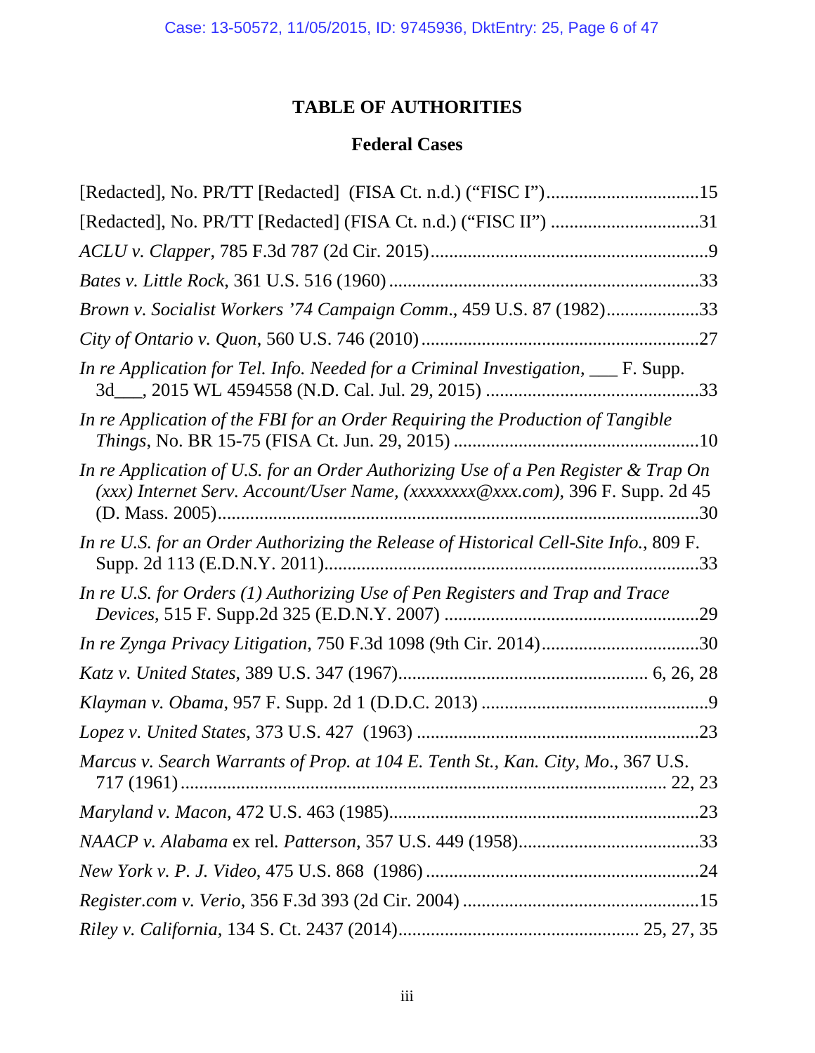# TABLE OF AUTHORITIES

## Federal Cases

[Redacted], No. PR/TT [Redacted] (FISA Ct. n.d.) ("FISC I")....................................15

[Redacted], No. PR/TT [Redacted] (FISA Ct. n.d.) ("FISC II") ..................................31

*ACLU v. Clapper*, 785 F.3d 787 (2d Cir. 2015)..............................................................9

*Bates v. Little Rock*, 361 U.S. 516 (1960) ....................................................................33

*Brown v. Socialist Workers '74 Campaign Comm*., 459 U.S. 87 (1982)....................33

*City of Ontario v. Quon*, 560 U.S. 746 (2010) .............................................................27

*In re Application for Tel. Info. Needed for a Criminal Investigation*, ___ F. Supp. 3d___, 2015 WL 4594558 (N.D. Cal. Jul. 29, 2015) ..............................................33

*In re Application of the FBI for an Order Requiring the Production of Tangible Things*, No. BR 15-75 (FISA Ct. Jun. 29, 2015) .....................................................10

*In re Application of U.S. for an Order Authorizing Use of a Pen Register & Trap On (xxx) Internet Serv. Account/User Name, (xxxxxxxx@xxx.com)*, 396 F. Supp. 2d 45 (D. Mass. 2005)........................................................................................................30

*In re U.S. for an Order Authorizing the Release of Historical Cell-Site Info.*, 809 F. Supp. 2d 113 (E.D.N.Y. 2011)..................................................................................33

*In re U.S. for Orders (1) Authorizing Use of Pen Registers and Trap and Trace Devices*, 515 F. Supp.2d 325 (E.D.N.Y. 2007) ........................................................29

*In re Zynga Privacy Litigation*, 750 F.3d 1098 (9th Cir. 2014)..................................30

*Katz v. United States*, 389 U.S. 347 (1967)...................................................... 6, 26, 28

*Klayman v. Obama*, 957 F. Supp. 2d 1 (D.D.C. 2013) .................................................9

*Lopez v. United States*, 373 U.S. 427 (1963) .............................................................23

*Marcus v. Search Warrants of Prop. at 104 E. Tenth St., Kan. City, Mo.*, 367 U.S. 717 (1961)......................................................................................................... 22, 23

*Maryland v. Macon*, 472 U.S. 463 (1985)...................................................................23

*NAACP v. Alabama* ex rel. *Patterson*, 357 U.S. 449 (1958).......................................33

*New York v. P. J. Video*, 475 U.S. 868 (1986) ............................................................24

*Register.com v. Verio*, 356 F.3d 393 (2d Cir. 2004) ....................................................15

*Riley v. California*, 134 S. Ct. 2437 (2014)................................................... 25, 27, 35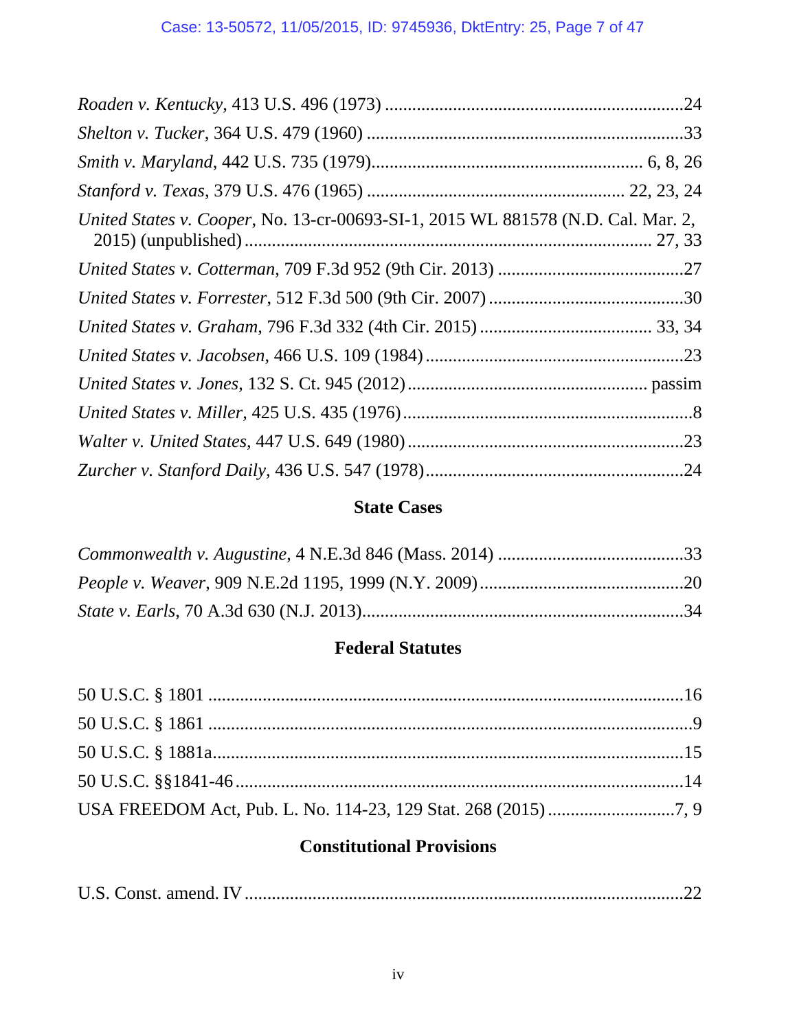*Roaden v. Kentucky*, 413 U.S. 496 (1973) ....................................................................24

*Shelton v. Tucker*, 364 U.S. 479 (1960) ........................................................................33

*Smith v. Maryland*, 442 U.S. 735 (1979)........................................................... 6, 8, 26

*Stanford v. Texas*, 379 U.S. 476 (1965) ........................................................ 22, 23, 24

*United States v. Cooper*, No. 13-cr-00693-SI-1, 2015 WL 881578 (N.D. Cal. Mar. 2, 2015) (unpublished) ........................................................................................ 27, 33

*United States v. Cotterman*, 709 F.3d 952 (9th Cir. 2013) ..........................................27

*United States v. Forrester*, 512 F.3d 500 (9th Cir. 2007) ............................................30

*United States v. Graham*, 796 F.3d 332 (4th Cir. 2015) ...................................... 33, 34

*United States v. Jacobsen*, 466 U.S. 109 (1984) ..........................................................23

*United States v. Jones*, 132 S. Ct. 945 (2012) ............................................... passim

*United States v. Miller*, 425 U.S. 435 (1976) .................................................................8

*Walter v. United States*, 447 U.S. 649 (1980) ...............................................................23

*Zurcher v. Stanford Daily*, 436 U.S. 547 (1978)...........................................................24

## State Cases

*Commonwealth v. Augustine*, 4 N.E.3d 846 (Mass. 2014) ..........................................33

*People v. Weaver*, 909 N.E.2d 1195, 1999 (N.Y. 2009) ..............................................20

*State v. Earls*, 70 A.3d 630 (N.J. 2013).......................................................................34

## Federal Statutes

50 U.S.C. § 1801 ..........................................................................................................16

50 U.S.C. § 1861 ............................................................................................................9

50 U.S.C. § 1881a.........................................................................................................15

50 U.S.C. §§1841-46 ....................................................................................................14

USA FREEDOM Act, Pub. L. No. 114-23, 129 Stat. 268 (2015) ............................7, 9

## Constitutional Provisions

U.S. Const. amend. IV ...................................................................................................22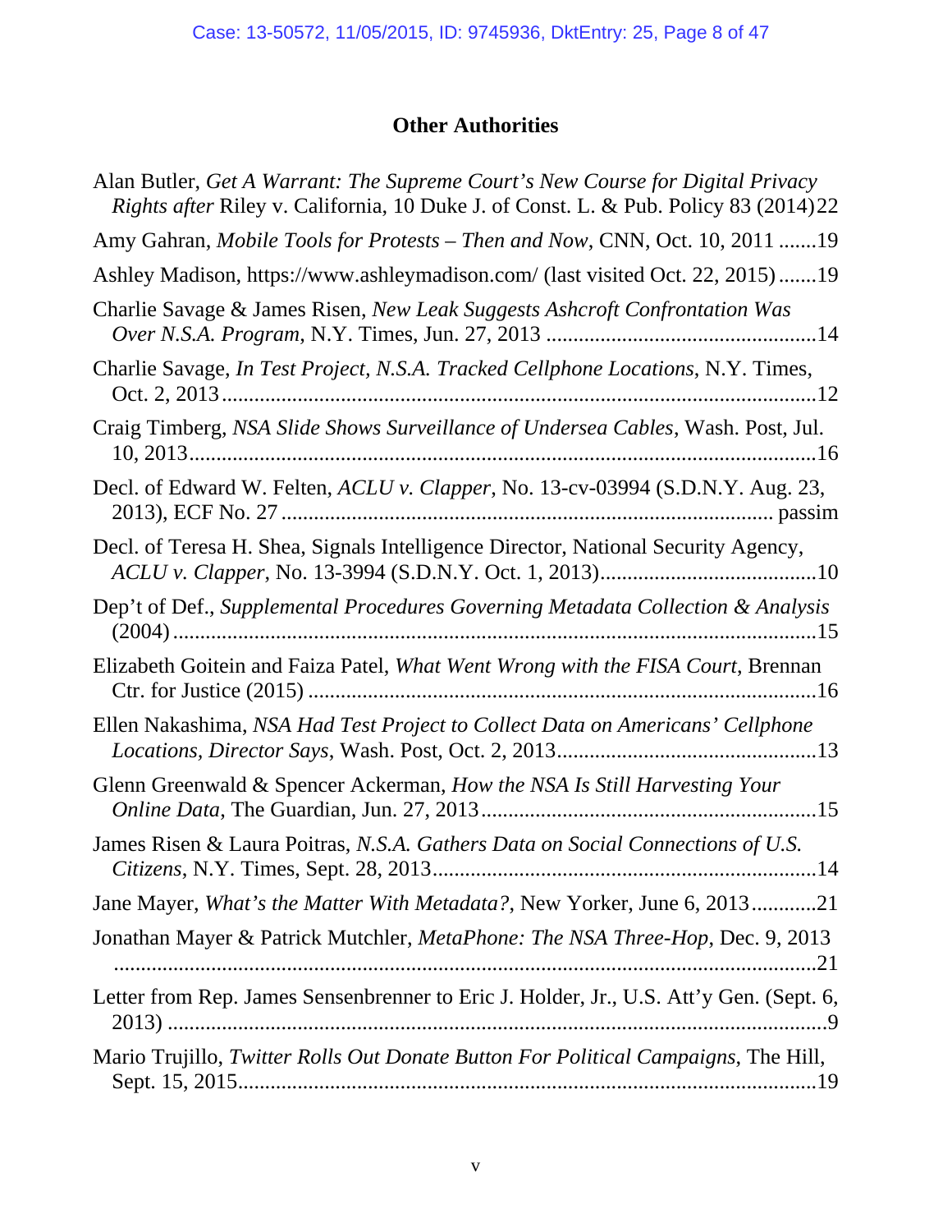## Other Authorities

Alan Butler, *Get A Warrant: The Supreme Court's New Course for Digital Privacy Rights after* Riley v. California, 10 Duke J. of Const. L. & Pub. Policy 83 (2014) 22

Amy Gahran, *Mobile Tools for Protests – Then and Now*, CNN, Oct. 10, 2011 .......19

Ashley Madison, https://www.ashleymadison.com/ (last visited Oct. 22, 2015) .......19

Charlie Savage & James Risen, *New Leak Suggests Ashcroft Confrontation Was Over N.S.A. Program*, N.Y. Times, Jun. 27, 2013 .......14

Charlie Savage, *In Test Project, N.S.A. Tracked Cellphone Locations*, N.Y. Times, Oct. 2, 2013 .......12

Craig Timberg, *NSA Slide Shows Surveillance of Undersea Cables*, Wash. Post, Jul. 10, 2013 .......16

Decl. of Edward W. Felten, *ACLU v. Clapper*, No. 13-cv-03994 (S.D.N.Y. Aug. 23, 2013), ECF No. 27 ....... passim

Decl. of Teresa H. Shea, Signals Intelligence Director, National Security Agency, *ACLU v. Clapper*, No. 13-3994 (S.D.N.Y. Oct. 1, 2013) .......10

Dep't of Def., *Supplemental Procedures Governing Metadata Collection & Analysis* (2004) .......15

Elizabeth Goitein and Faiza Patel, *What Went Wrong with the FISA Court*, Brennan Ctr. for Justice (2015) .......16

Ellen Nakashima, *NSA Had Test Project to Collect Data on Americans' Cellphone Locations, Director Says*, Wash. Post, Oct. 2, 2013 .......13

Glenn Greenwald & Spencer Ackerman, *How the NSA Is Still Harvesting Your Online Data*, The Guardian, Jun. 27, 2013 .......15

James Risen & Laura Poitras, *N.S.A. Gathers Data on Social Connections of U.S. Citizens*, N.Y. Times, Sept. 28, 2013 .......14

Jane Mayer, *What's the Matter With Metadata?*, New Yorker, June 6, 2013 .......21

Jonathan Mayer & Patrick Mutchler, *MetaPhone: The NSA Three-Hop*, Dec. 9, 2013 .......21

Letter from Rep. James Sensenbrenner to Eric J. Holder, Jr., U.S. Att'y Gen. (Sept. 6, 2013) .......9

Mario Trujillo, *Twitter Rolls Out Donate Button For Political Campaigns*, The Hill, Sept. 15, 2015 .......19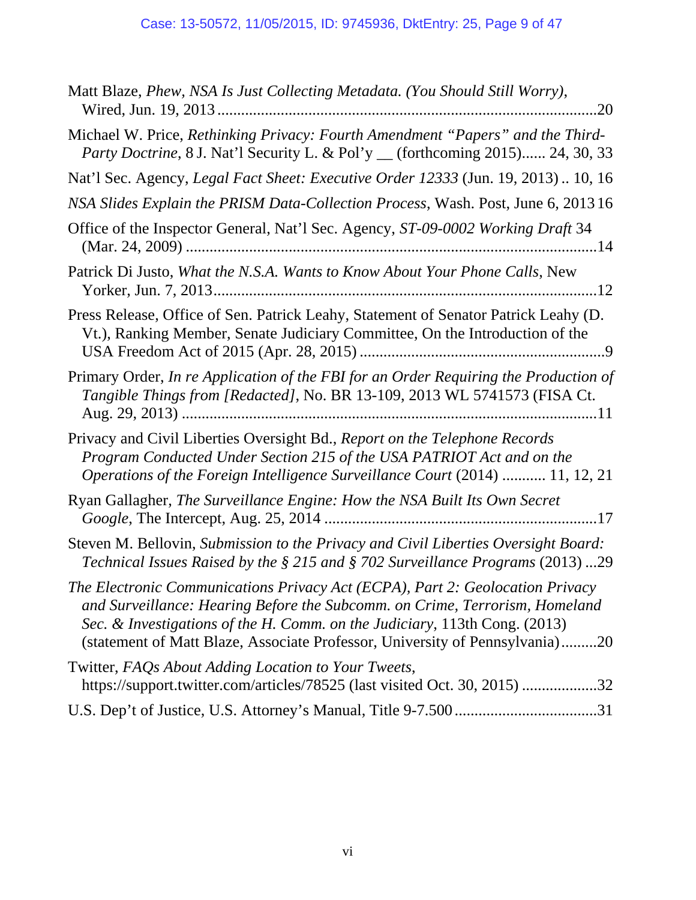Matt Blaze, *Phew, NSA Is Just Collecting Metadata. (You Should Still Worry)*, Wired, Jun. 19, 2013 ...............................................................................................20

Michael W. Price, *Rethinking Privacy: Fourth Amendment "Papers" and the Third-Party Doctrine*, 8 J. Nat'l Security L. & Pol'y __ (forthcoming 2015)...... 24, 30, 33

Nat'l Sec. Agency, *Legal Fact Sheet: Executive Order 12333* (Jun. 19, 2013) .. 10, 16

*NSA Slides Explain the PRISM Data-Collection Process*, Wash. Post, June 6, 2013 16

Office of the Inspector General, Nat'l Sec. Agency, *ST-09-0002 Working Draft* 34 (Mar. 24, 2009) .......................................................................................................14

Patrick Di Justo, *What the N.S.A. Wants to Know About Your Phone Calls*, New Yorker, Jun. 7, 2013...............................................................................................12

Press Release, Office of Sen. Patrick Leahy, Statement of Senator Patrick Leahy (D. Vt.), Ranking Member, Senate Judiciary Committee, On the Introduction of the USA Freedom Act of 2015 (Apr. 28, 2015) .............................................................9

Primary Order, *In re Application of the FBI for an Order Requiring the Production of Tangible Things from [Redacted]*, No. BR 13-109, 2013 WL 5741573 (FISA Ct. Aug. 29, 2013) .......................................................................................................11

Privacy and Civil Liberties Oversight Bd., *Report on the Telephone Records Program Conducted Under Section 215 of the USA PATRIOT Act and on the Operations of the Foreign Intelligence Surveillance Court* (2014) ........... 11, 12, 21

Ryan Gallagher, *The Surveillance Engine: How the NSA Built Its Own Secret Google*, The Intercept, Aug. 25, 2014 ....................................................................17

Steven M. Bellovin, *Submission to the Privacy and Civil Liberties Oversight Board: Technical Issues Raised by the § 215 and § 702 Surveillance Programs* (2013) ...29

*The Electronic Communications Privacy Act (ECPA), Part 2: Geolocation Privacy and Surveillance: Hearing Before the Subcomm. on Crime, Terrorism, Homeland Sec. & Investigations of the H. Comm. on the Judiciary*, 113th Cong. (2013) (statement of Matt Blaze, Associate Professor, University of Pennsylvania).........20

Twitter, *FAQs About Adding Location to Your Tweets*, https://support.twitter.com/articles/78525 (last visited Oct. 30, 2015) ...................32

U.S. Dep't of Justice, U.S. Attorney's Manual, Title 9-7.500 ....................................31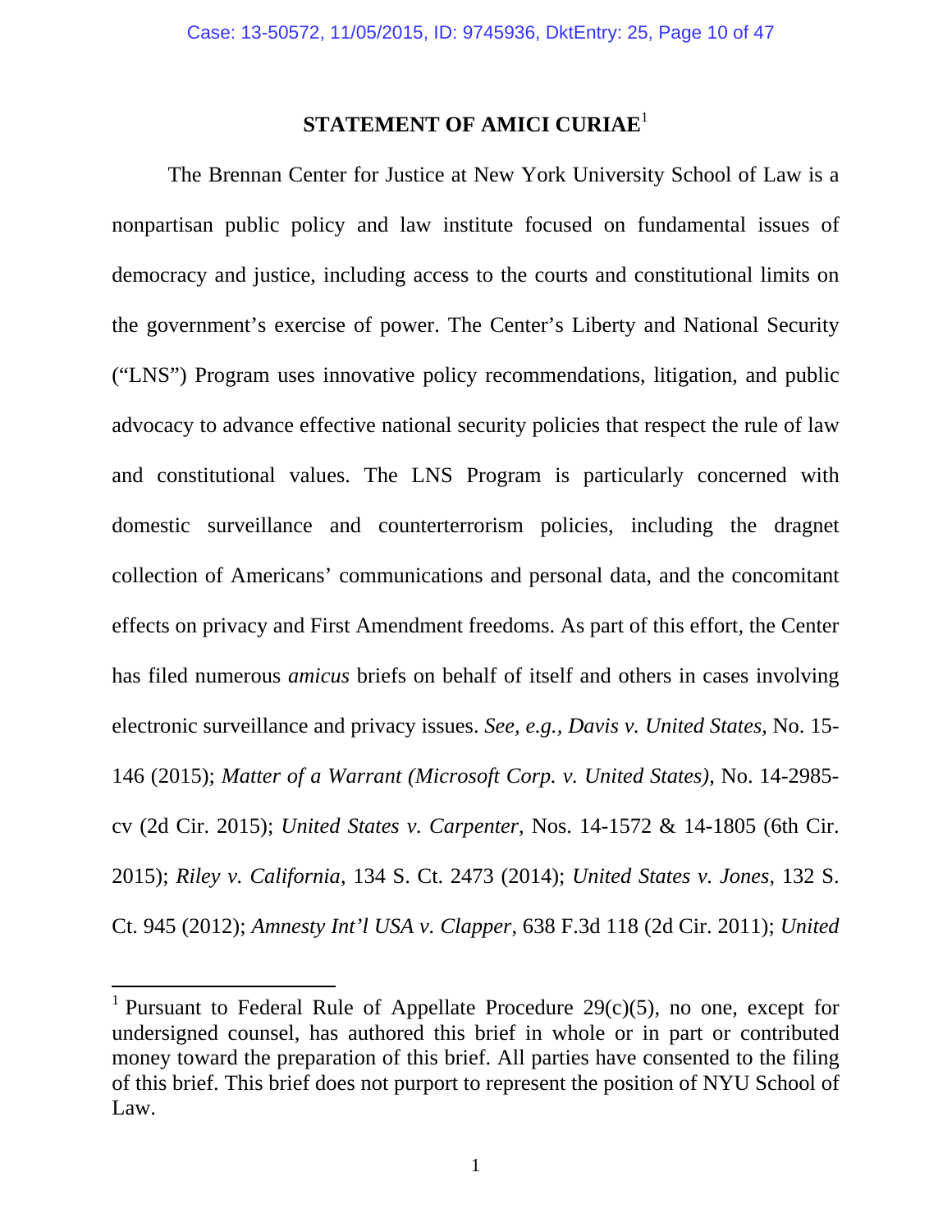# STATEMENT OF AMICI CURIAE[1]

The Brennan Center for Justice at New York University School of Law is a nonpartisan public policy and law institute focused on fundamental issues of democracy and justice, including access to the courts and constitutional limits on the government's exercise of power. The Center's Liberty and National Security ("LNS") Program uses innovative policy recommendations, litigation, and public advocacy to advance effective national security policies that respect the rule of law and constitutional values. The LNS Program is particularly concerned with domestic surveillance and counterterrorism policies, including the dragnet collection of Americans' communications and personal data, and the concomitant effects on privacy and First Amendment freedoms. As part of this effort, the Center has filed numerous *amicus* briefs on behalf of itself and others in cases involving electronic surveillance and privacy issues. *See, e.g.*, *Davis v. United States*, No. 15-146 (2015); *Matter of a Warrant (Microsoft Corp. v. United States),* No. 14-2985-cv (2d Cir. 2015); *United States v. Carpenter*, Nos. 14-1572 & 14-1805 (6th Cir. 2015); *Riley v. California*, 134 S. Ct. 2473 (2014); *United States v. Jones*, 132 S. Ct. 945 (2012); *Amnesty Int'l USA v. Clapper*, 638 F.3d 118 (2d Cir. 2011); *United*

---

[1] Pursuant to Federal Rule of Appellate Procedure 29(c)(5), no one, except for undersigned counsel, has authored this brief in whole or in part or contributed money toward the preparation of this brief. All parties have consented to the filing of this brief. This brief does not purport to represent the position of NYU School of Law.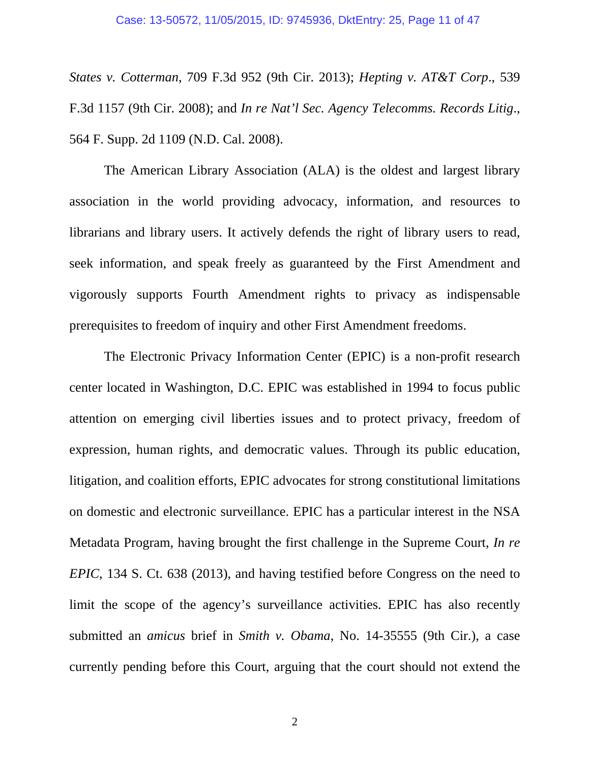*States v. Cotterman*, 709 F.3d 952 (9th Cir. 2013); *Hepting v. AT&T Corp*., 539 F.3d 1157 (9th Cir. 2008); and *In re Nat'l Sec. Agency Telecomms. Records Litig*., 564 F. Supp. 2d 1109 (N.D. Cal. 2008).

The American Library Association (ALA) is the oldest and largest library association in the world providing advocacy, information, and resources to librarians and library users. It actively defends the right of library users to read, seek information, and speak freely as guaranteed by the First Amendment and vigorously supports Fourth Amendment rights to privacy as indispensable prerequisites to freedom of inquiry and other First Amendment freedoms.

The Electronic Privacy Information Center (EPIC) is a non-profit research center located in Washington, D.C. EPIC was established in 1994 to focus public attention on emerging civil liberties issues and to protect privacy, freedom of expression, human rights, and democratic values. Through its public education, litigation, and coalition efforts, EPIC advocates for strong constitutional limitations on domestic and electronic surveillance. EPIC has a particular interest in the NSA Metadata Program, having brought the first challenge in the Supreme Court, *In re EPIC*, 134 S. Ct. 638 (2013), and having testified before Congress on the need to limit the scope of the agency's surveillance activities. EPIC has also recently submitted an *amicus* brief in *Smith v. Obama*, No. 14-35555 (9th Cir.), a case currently pending before this Court, arguing that the court should not extend the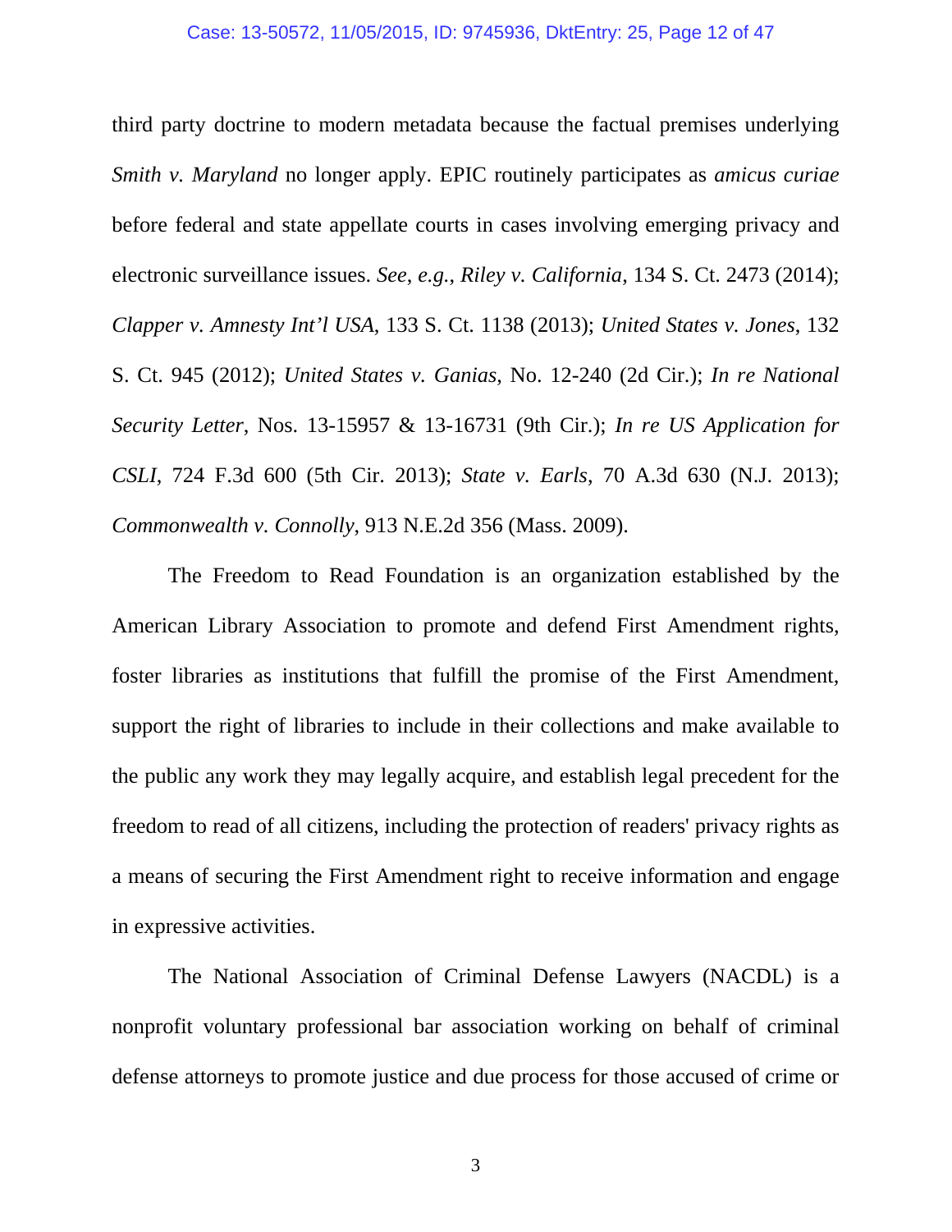third party doctrine to modern metadata because the factual premises underlying *Smith v. Maryland* no longer apply. EPIC routinely participates as *amicus curiae* before federal and state appellate courts in cases involving emerging privacy and electronic surveillance issues. *See*, *e.g.*, *Riley v. California*, 134 S. Ct. 2473 (2014); *Clapper v. Amnesty Int'l USA*, 133 S. Ct. 1138 (2013); *United States v. Jones*, 132 S. Ct. 945 (2012); *United States v. Ganias*, No. 12-240 (2d Cir.); *In re National Security Letter*, Nos. 13-15957 & 13-16731 (9th Cir.); *In re US Application for CSLI*, 724 F.3d 600 (5th Cir. 2013); *State v. Earls*, 70 A.3d 630 (N.J. 2013); *Commonwealth v. Connolly*, 913 N.E.2d 356 (Mass. 2009).

The Freedom to Read Foundation is an organization established by the American Library Association to promote and defend First Amendment rights, foster libraries as institutions that fulfill the promise of the First Amendment, support the right of libraries to include in their collections and make available to the public any work they may legally acquire, and establish legal precedent for the freedom to read of all citizens, including the protection of readers' privacy rights as a means of securing the First Amendment right to receive information and engage in expressive activities.

The National Association of Criminal Defense Lawyers (NACDL) is a nonprofit voluntary professional bar association working on behalf of criminal defense attorneys to promote justice and due process for those accused of crime or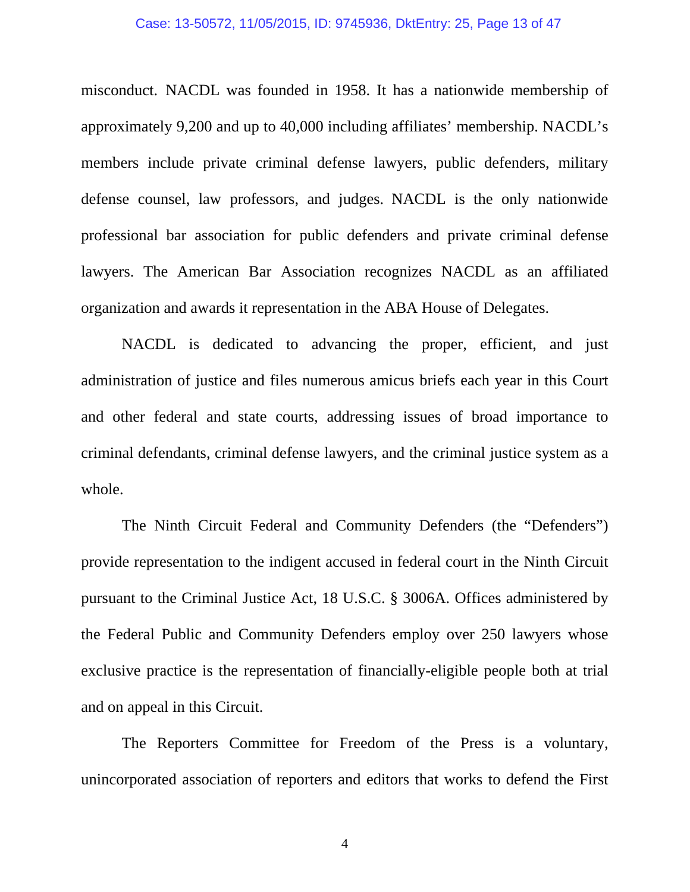misconduct. NACDL was founded in 1958. It has a nationwide membership of approximately 9,200 and up to 40,000 including affiliates' membership. NACDL's members include private criminal defense lawyers, public defenders, military defense counsel, law professors, and judges. NACDL is the only nationwide professional bar association for public defenders and private criminal defense lawyers. The American Bar Association recognizes NACDL as an affiliated organization and awards it representation in the ABA House of Delegates.

NACDL is dedicated to advancing the proper, efficient, and just administration of justice and files numerous amicus briefs each year in this Court and other federal and state courts, addressing issues of broad importance to criminal defendants, criminal defense lawyers, and the criminal justice system as a whole.

The Ninth Circuit Federal and Community Defenders (the "Defenders") provide representation to the indigent accused in federal court in the Ninth Circuit pursuant to the Criminal Justice Act, 18 U.S.C. § 3006A. Offices administered by the Federal Public and Community Defenders employ over 250 lawyers whose exclusive practice is the representation of financially-eligible people both at trial and on appeal in this Circuit.

The Reporters Committee for Freedom of the Press is a voluntary, unincorporated association of reporters and editors that works to defend the First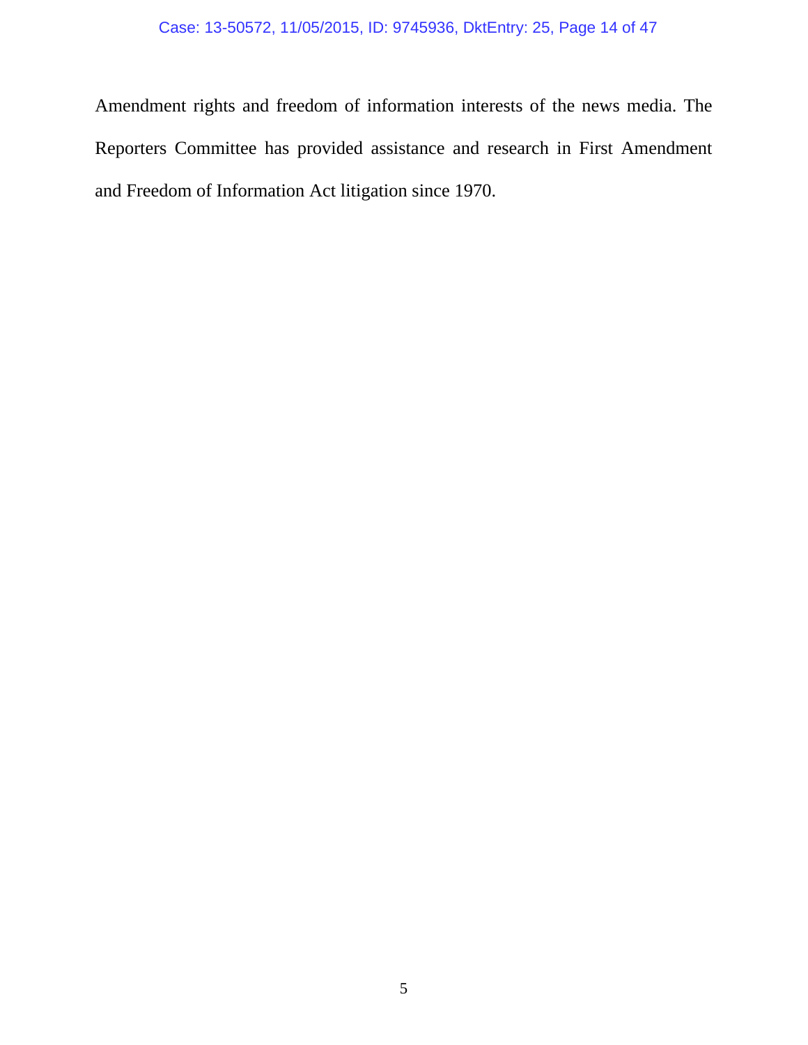Amendment rights and freedom of information interests of the news media. The Reporters Committee has provided assistance and research in First Amendment and Freedom of Information Act litigation since 1970.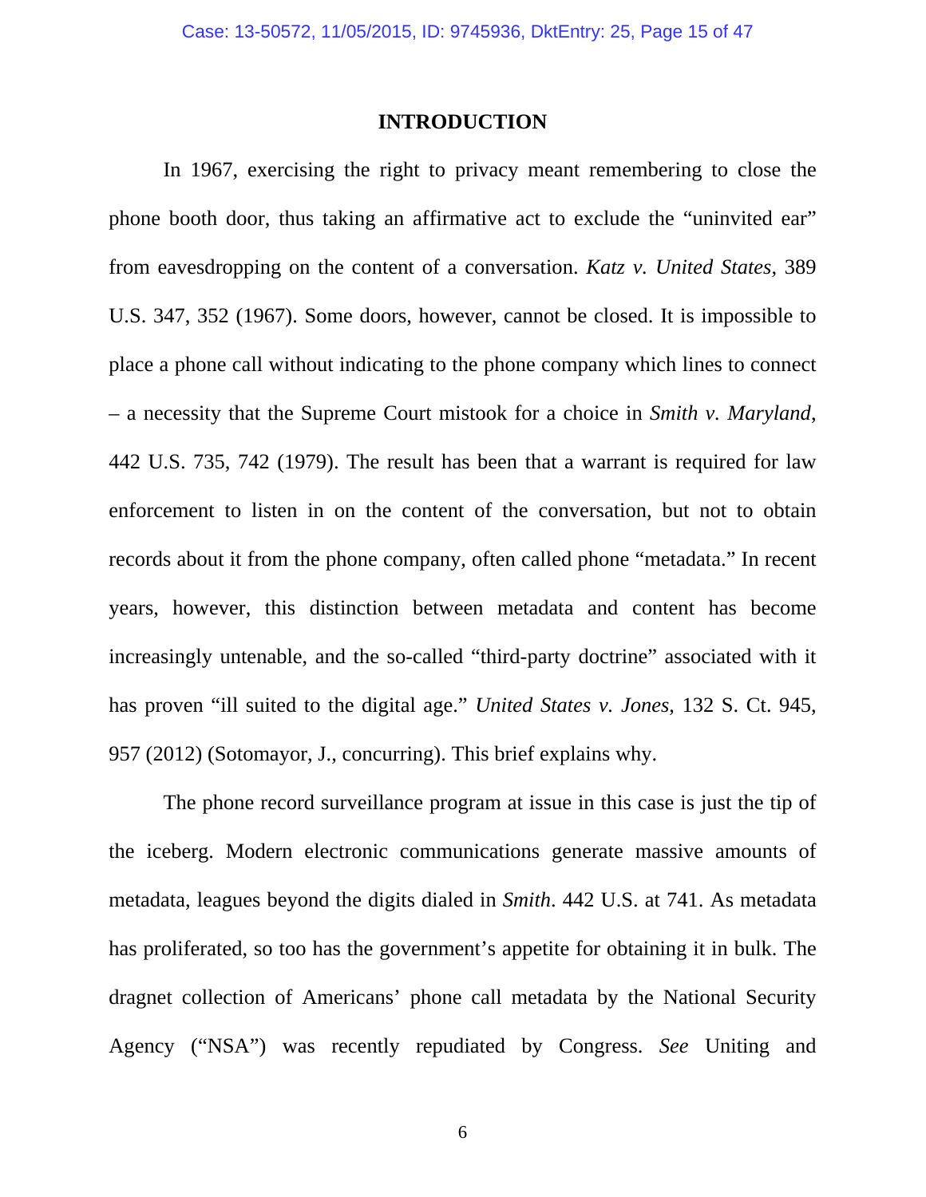## INTRODUCTION

In 1967, exercising the right to privacy meant remembering to close the phone booth door, thus taking an affirmative act to exclude the "uninvited ear" from eavesdropping on the content of a conversation. *Katz v. United States*, 389 U.S. 347, 352 (1967). Some doors, however, cannot be closed. It is impossible to place a phone call without indicating to the phone company which lines to connect – a necessity that the Supreme Court mistook for a choice in *Smith v. Maryland*, 442 U.S. 735, 742 (1979). The result has been that a warrant is required for law enforcement to listen in on the content of the conversation, but not to obtain records about it from the phone company, often called phone "metadata." In recent years, however, this distinction between metadata and content has become increasingly untenable, and the so-called "third-party doctrine" associated with it has proven "ill suited to the digital age." *United States v. Jones*, 132 S. Ct. 945, 957 (2012) (Sotomayor, J., concurring). This brief explains why.

The phone record surveillance program at issue in this case is just the tip of the iceberg. Modern electronic communications generate massive amounts of metadata, leagues beyond the digits dialed in *Smith*. 442 U.S. at 741. As metadata has proliferated, so too has the government's appetite for obtaining it in bulk. The dragnet collection of Americans' phone call metadata by the National Security Agency ("NSA") was recently repudiated by Congress. *See* Uniting and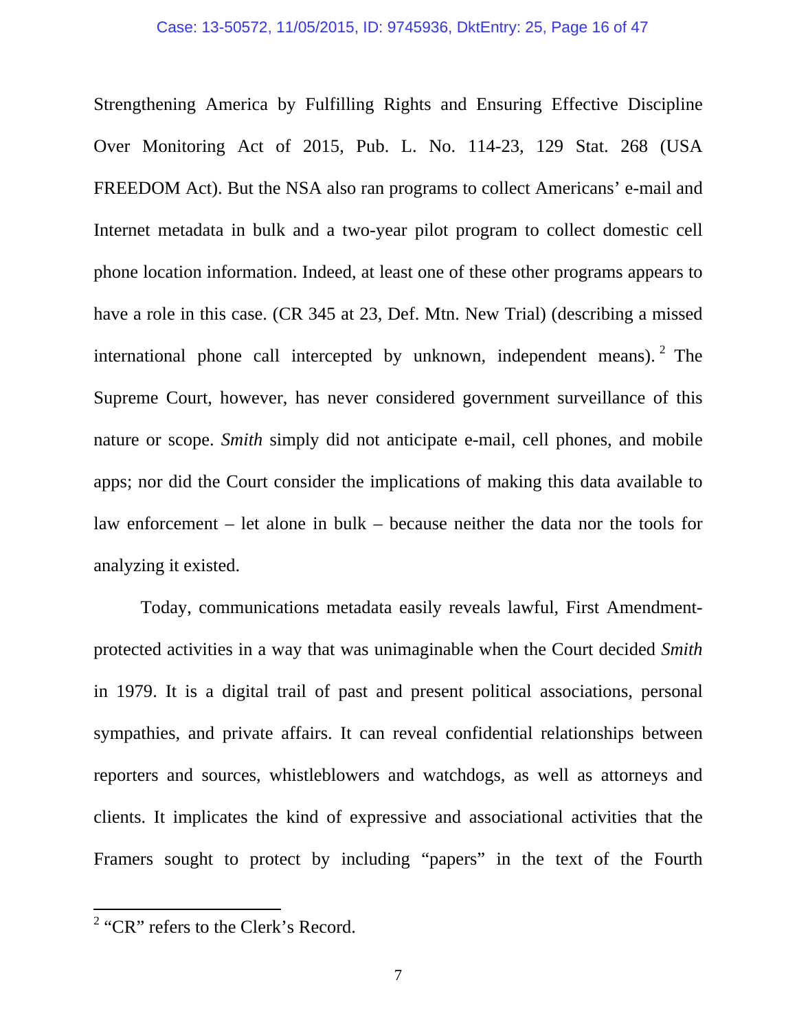Strengthening America by Fulfilling Rights and Ensuring Effective Discipline Over Monitoring Act of 2015, Pub. L. No. 114-23, 129 Stat. 268 (USA FREEDOM Act). But the NSA also ran programs to collect Americans' e-mail and Internet metadata in bulk and a two-year pilot program to collect domestic cell phone location information. Indeed, at least one of these other programs appears to have a role in this case. (CR 345 at 23, Def. Mtn. New Trial) (describing a missed international phone call intercepted by unknown, independent means).[2] The Supreme Court, however, has never considered government surveillance of this nature or scope. *Smith* simply did not anticipate e-mail, cell phones, and mobile apps; nor did the Court consider the implications of making this data available to law enforcement – let alone in bulk – because neither the data nor the tools for analyzing it existed.

Today, communications metadata easily reveals lawful, First Amendment-protected activities in a way that was unimaginable when the Court decided *Smith* in 1979. It is a digital trail of past and present political associations, personal sympathies, and private affairs. It can reveal confidential relationships between reporters and sources, whistleblowers and watchdogs, as well as attorneys and clients. It implicates the kind of expressive and associational activities that the Framers sought to protect by including "papers" in the text of the Fourth

---

[2] "CR" refers to the Clerk's Record.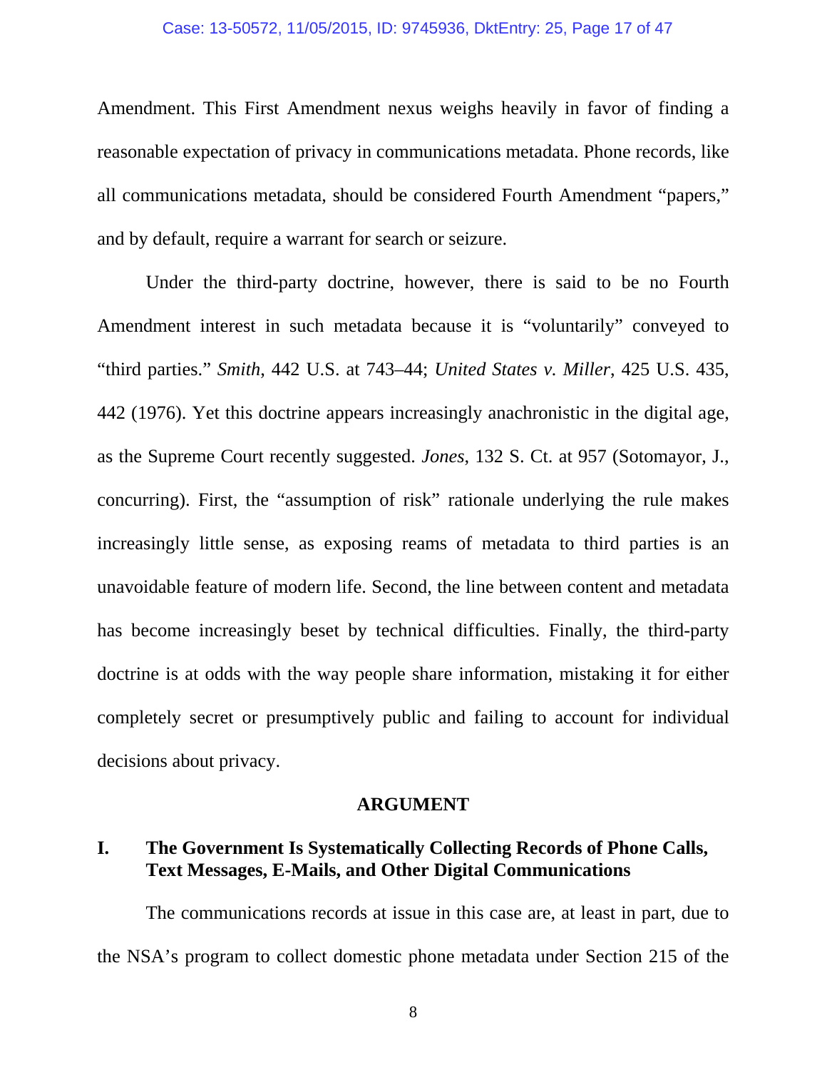Amendment. This First Amendment nexus weighs heavily in favor of finding a reasonable expectation of privacy in communications metadata. Phone records, like all communications metadata, should be considered Fourth Amendment "papers," and by default, require a warrant for search or seizure.

Under the third-party doctrine, however, there is said to be no Fourth Amendment interest in such metadata because it is "voluntarily" conveyed to "third parties." *Smith*, 442 U.S. at 743–44; *United States v. Miller*, 425 U.S. 435, 442 (1976). Yet this doctrine appears increasingly anachronistic in the digital age, as the Supreme Court recently suggested. *Jones*, 132 S. Ct. at 957 (Sotomayor, J., concurring). First, the "assumption of risk" rationale underlying the rule makes increasingly little sense, as exposing reams of metadata to third parties is an unavoidable feature of modern life. Second, the line between content and metadata has become increasingly beset by technical difficulties. Finally, the third-party doctrine is at odds with the way people share information, mistaking it for either completely secret or presumptively public and failing to account for individual decisions about privacy.

## ARGUMENT

### I. The Government Is Systematically Collecting Records of Phone Calls, Text Messages, E-Mails, and Other Digital Communications

The communications records at issue in this case are, at least in part, due to the NSA's program to collect domestic phone metadata under Section 215 of the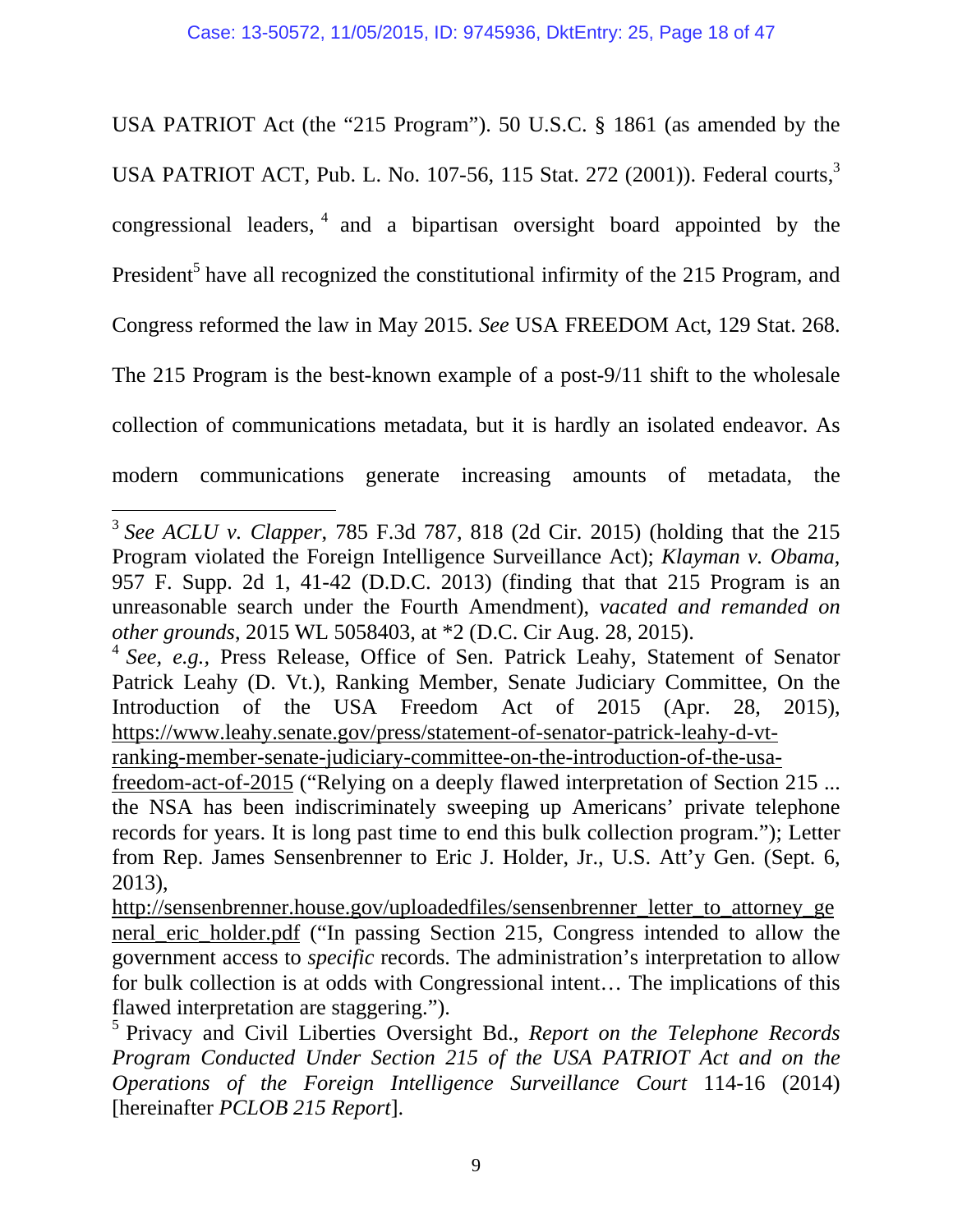USA PATRIOT Act (the "215 Program"). 50 U.S.C. § 1861 (as amended by the USA PATRIOT ACT, Pub. L. No. 107-56, 115 Stat. 272 (2001)). Federal courts,[3] congressional leaders,[4] and a bipartisan oversight board appointed by the President[5] have all recognized the constitutional infirmity of the 215 Program, and Congress reformed the law in May 2015. *See* USA FREEDOM Act, 129 Stat. 268. The 215 Program is the best-known example of a post-9/11 shift to the wholesale collection of communications metadata, but it is hardly an isolated endeavor. As modern communications generate increasing amounts of metadata, the

---

[3] *See ACLU v. Clapper*, 785 F.3d 787, 818 (2d Cir. 2015) (holding that the 215 Program violated the Foreign Intelligence Surveillance Act); *Klayman v. Obama*, 957 F. Supp. 2d 1, 41-42 (D.D.C. 2013) (finding that that 215 Program is an unreasonable search under the Fourth Amendment), *vacated and remanded on other grounds*, 2015 WL 5058403, at *2 (D.C. Cir Aug. 28, 2015).

[4] *See, e.g.*, Press Release, Office of Sen. Patrick Leahy, Statement of Senator Patrick Leahy (D. Vt.), Ranking Member, Senate Judiciary Committee, On the Introduction of the USA Freedom Act of 2015 (Apr. 28, 2015), https://www.leahy.senate.gov/press/statement-of-senator-patrick-leahy-d-vt-ranking-member-senate-judiciary-committee-on-the-introduction-of-the-usa-freedom-act-of-2015 ("Relying on a deeply flawed interpretation of Section 215 ... the NSA has been indiscriminately sweeping up Americans' private telephone records for years. It is long past time to end this bulk collection program."); Letter from Rep. James Sensenbrenner to Eric J. Holder, Jr., U.S. Att'y Gen. (Sept. 6, 2013), http://sensenbrenner.house.gov/uploadedfiles/sensenbrenner_letter_to_attorney_general_eric_holder.pdf ("In passing Section 215, Congress intended to allow the government access to *specific* records. The administration's interpretation to allow for bulk collection is at odds with Congressional intent… The implications of this flawed interpretation are staggering.").

[5] Privacy and Civil Liberties Oversight Bd., *Report on the Telephone Records Program Conducted Under Section 215 of the USA PATRIOT Act and on the Operations of the Foreign Intelligence Surveillance Court* 114-16 (2014) [hereinafter *PCLOB 215 Report*].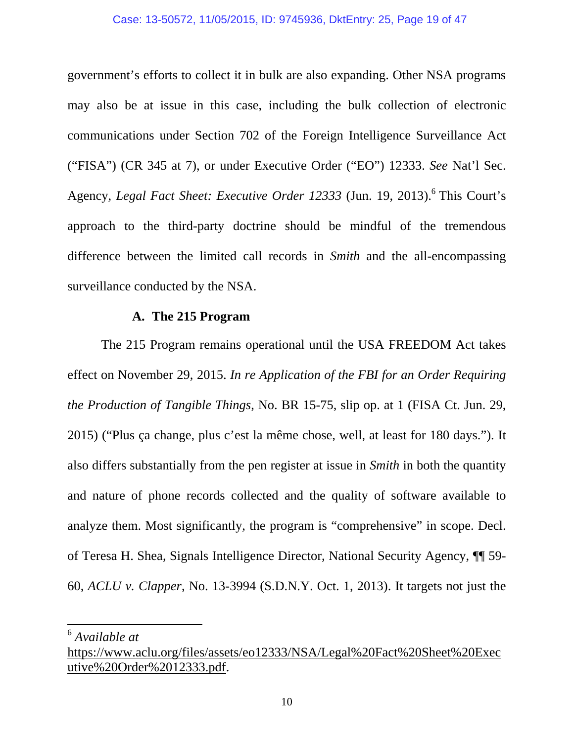government's efforts to collect it in bulk are also expanding. Other NSA programs may also be at issue in this case, including the bulk collection of electronic communications under Section 702 of the Foreign Intelligence Surveillance Act ("FISA") (CR 345 at 7), or under Executive Order ("EO") 12333. *See* Nat'l Sec. Agency, *Legal Fact Sheet: Executive Order 12333* (Jun. 19, 2013).[6] This Court's approach to the third-party doctrine should be mindful of the tremendous difference between the limited call records in *Smith* and the all-encompassing surveillance conducted by the NSA.

### A. The 215 Program

The 215 Program remains operational until the USA FREEDOM Act takes effect on November 29, 2015. *In re Application of the FBI for an Order Requiring the Production of Tangible Things*, No. BR 15-75, slip op. at 1 (FISA Ct. Jun. 29, 2015) ("Plus ça change, plus c'est la même chose, well, at least for 180 days."). It also differs substantially from the pen register at issue in *Smith* in both the quantity and nature of phone records collected and the quality of software available to analyze them. Most significantly, the program is "comprehensive" in scope. Decl. of Teresa H. Shea, Signals Intelligence Director, National Security Agency, ¶¶ 59-60, *ACLU v. Clapper*, No. 13-3994 (S.D.N.Y. Oct. 1, 2013). It targets not just the

---

[6] *Available at* https://www.aclu.org/files/assets/eo12333/NSA/Legal%20Fact%20Sheet%20Executive%20Order%2012333.pdf.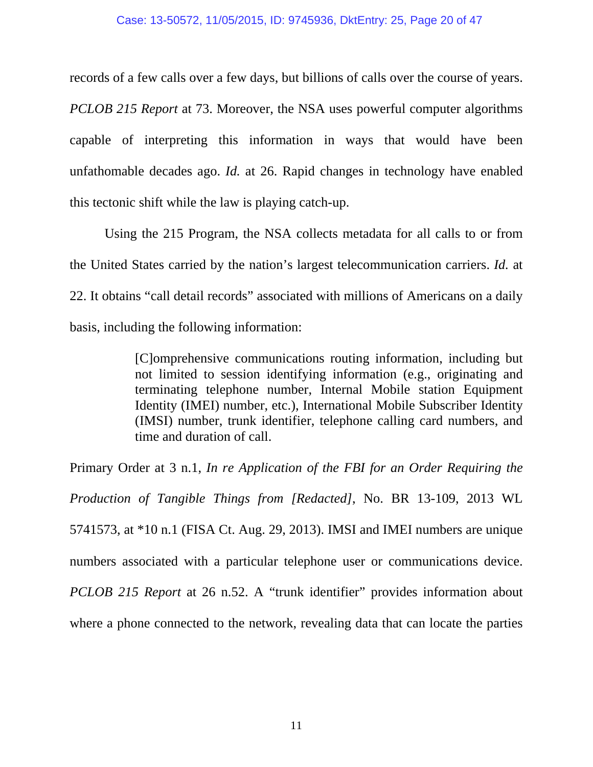records of a few calls over a few days, but billions of calls over the course of years. *PCLOB 215 Report* at 73. Moreover, the NSA uses powerful computer algorithms capable of interpreting this information in ways that would have been unfathomable decades ago. *Id.* at 26. Rapid changes in technology have enabled this tectonic shift while the law is playing catch-up.

Using the 215 Program, the NSA collects metadata for all calls to or from the United States carried by the nation's largest telecommunication carriers. *Id.* at 22. It obtains "call detail records" associated with millions of Americans on a daily basis, including the following information:

> [C]omprehensive communications routing information, including but not limited to session identifying information (e.g., originating and terminating telephone number, Internal Mobile station Equipment Identity (IMEI) number, etc.), International Mobile Subscriber Identity (IMSI) number, trunk identifier, telephone calling card numbers, and time and duration of call.

Primary Order at 3 n.1, *In re Application of the FBI for an Order Requiring the Production of Tangible Things from [Redacted]*, No. BR 13-109, 2013 WL 5741573, at *10 n.1 (FISA Ct. Aug. 29, 2013). IMSI and IMEI numbers are unique numbers associated with a particular telephone user or communications device. *PCLOB 215 Report* at 26 n.52. A "trunk identifier" provides information about where a phone connected to the network, revealing data that can locate the parties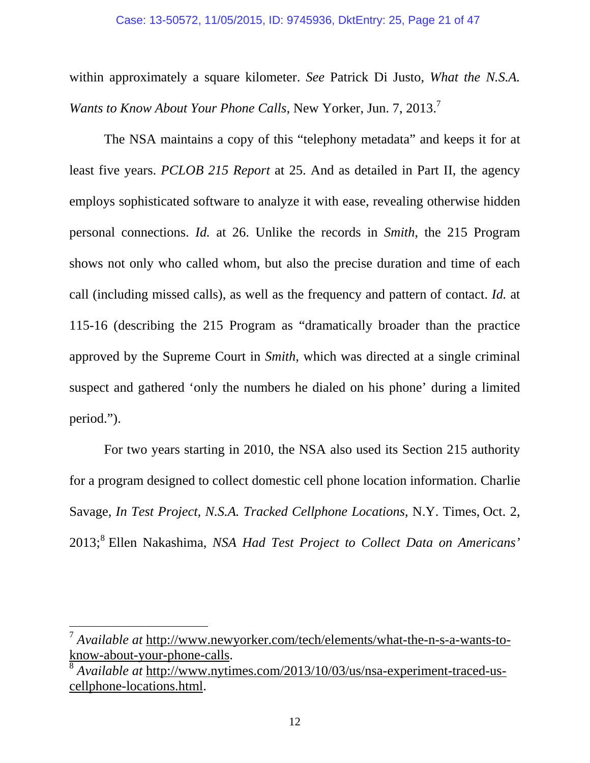within approximately a square kilometer. *See* Patrick Di Justo, *What the N.S.A. Wants to Know About Your Phone Calls*, New Yorker, Jun. 7, 2013.[7]

The NSA maintains a copy of this "telephony metadata" and keeps it for at least five years. *PCLOB 215 Report* at 25. And as detailed in Part II, the agency employs sophisticated software to analyze it with ease, revealing otherwise hidden personal connections. *Id.* at 26. Unlike the records in *Smith*, the 215 Program shows not only who called whom, but also the precise duration and time of each call (including missed calls), as well as the frequency and pattern of contact. *Id.* at 115-16 (describing the 215 Program as "dramatically broader than the practice approved by the Supreme Court in *Smith*, which was directed at a single criminal suspect and gathered 'only the numbers he dialed on his phone' during a limited period.").

For two years starting in 2010, the NSA also used its Section 215 authority for a program designed to collect domestic cell phone location information. Charlie Savage, *In Test Project, N.S.A. Tracked Cellphone Locations*, N.Y. Times, Oct. 2, 2013;[8] Ellen Nakashima, *NSA Had Test Project to Collect Data on Americans'*

---

[7] *Available at* http://www.newyorker.com/tech/elements/what-the-n-s-a-wants-to-know-about-your-phone-calls.

[8] *Available at* http://www.nytimes.com/2013/10/03/us/nsa-experiment-traced-us-cellphone-locations.html.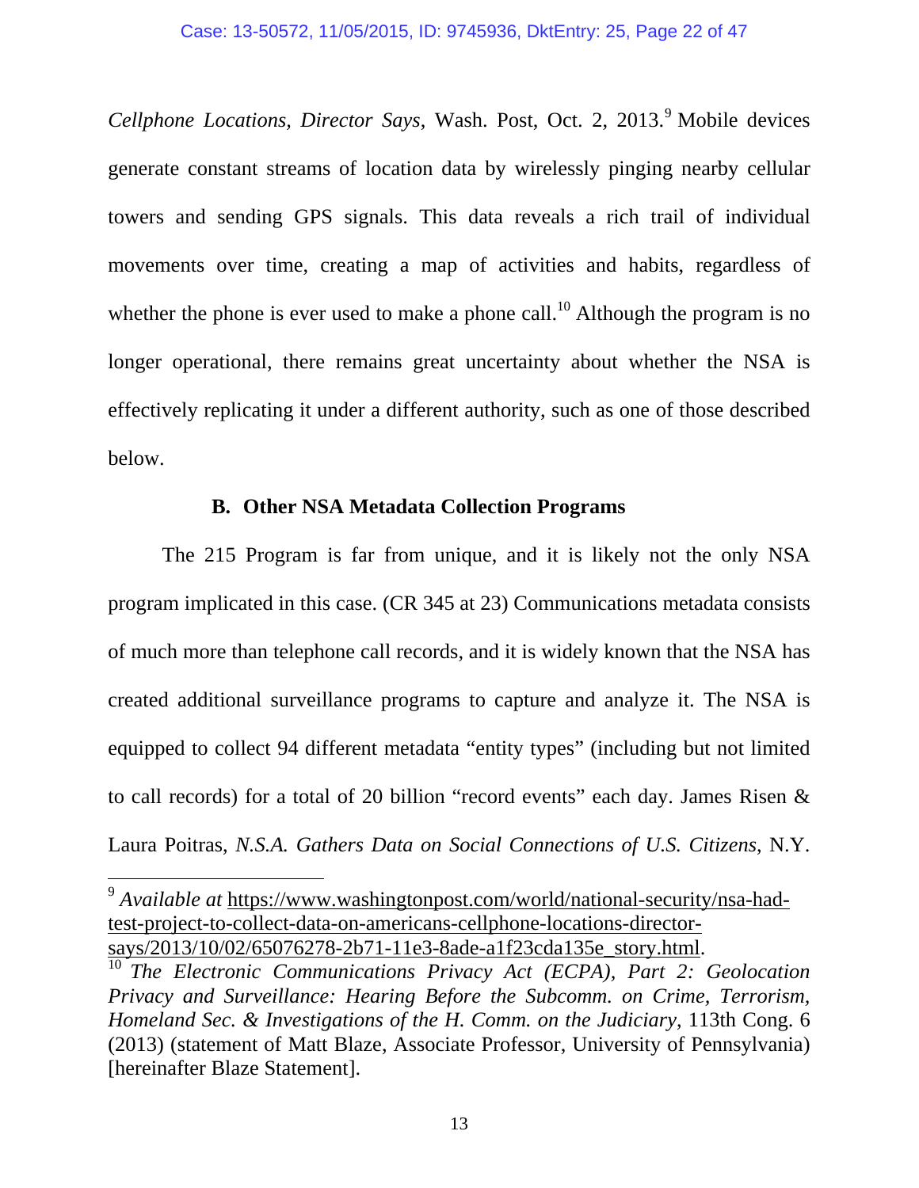*Cellphone Locations, Director Says*, Wash. Post, Oct. 2, 2013.[9] Mobile devices generate constant streams of location data by wirelessly pinging nearby cellular towers and sending GPS signals. This data reveals a rich trail of individual movements over time, creating a map of activities and habits, regardless of whether the phone is ever used to make a phone call.[10] Although the program is no longer operational, there remains great uncertainty about whether the NSA is effectively replicating it under a different authority, such as one of those described below.

### B. Other NSA Metadata Collection Programs

The 215 Program is far from unique, and it is likely not the only NSA program implicated in this case. (CR 345 at 23) Communications metadata consists of much more than telephone call records, and it is widely known that the NSA has created additional surveillance programs to capture and analyze it. The NSA is equipped to collect 94 different metadata "entity types" (including but not limited to call records) for a total of 20 billion "record events" each day. James Risen & Laura Poitras, *N.S.A. Gathers Data on Social Connections of U.S. Citizens*, N.Y.

---

[9] *Available at* https://www.washingtonpost.com/world/national-security/nsa-had-test-project-to-collect-data-on-americans-cellphone-locations-director-says/2013/10/02/65076278-2b71-11e3-8ade-a1f23cda135e_story.html.

[10] *The Electronic Communications Privacy Act (ECPA), Part 2: Geolocation Privacy and Surveillance: Hearing Before the Subcomm. on Crime, Terrorism, Homeland Sec. & Investigations of the H. Comm. on the Judiciary*, 113th Cong. 6 (2013) (statement of Matt Blaze, Associate Professor, University of Pennsylvania) [hereinafter Blaze Statement].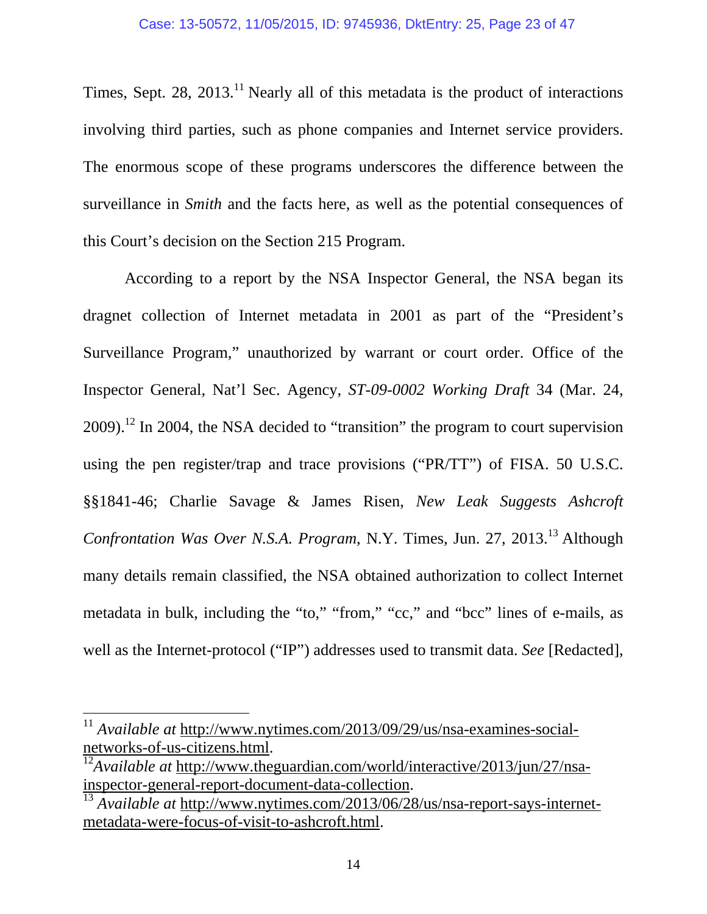Times, Sept. 28, 2013.[11] Nearly all of this metadata is the product of interactions involving third parties, such as phone companies and Internet service providers. The enormous scope of these programs underscores the difference between the surveillance in *Smith* and the facts here, as well as the potential consequences of this Court's decision on the Section 215 Program.

According to a report by the NSA Inspector General, the NSA began its dragnet collection of Internet metadata in 2001 as part of the "President's Surveillance Program," unauthorized by warrant or court order. Office of the Inspector General, Nat'l Sec. Agency, *ST-09-0002 Working Draft* 34 (Mar. 24, 2009).[12] In 2004, the NSA decided to "transition" the program to court supervision using the pen register/trap and trace provisions ("PR/TT") of FISA. 50 U.S.C. §§1841-46; Charlie Savage & James Risen, *New Leak Suggests Ashcroft Confrontation Was Over N.S.A. Program*, N.Y. Times, Jun. 27, 2013.[13] Although many details remain classified, the NSA obtained authorization to collect Internet metadata in bulk, including the "to," "from," "cc," and "bcc" lines of e-mails, as well as the Internet-protocol ("IP") addresses used to transmit data. *See* [Redacted],

---

[11] *Available at* http://www.nytimes.com/2013/09/29/us/nsa-examines-social-networks-of-us-citizens.html.

[12] *Available at* http://www.theguardian.com/world/interactive/2013/jun/27/nsa-inspector-general-report-document-data-collection.

[13] *Available at* http://www.nytimes.com/2013/06/28/us/nsa-report-says-internet-metadata-were-focus-of-visit-to-ashcroft.html.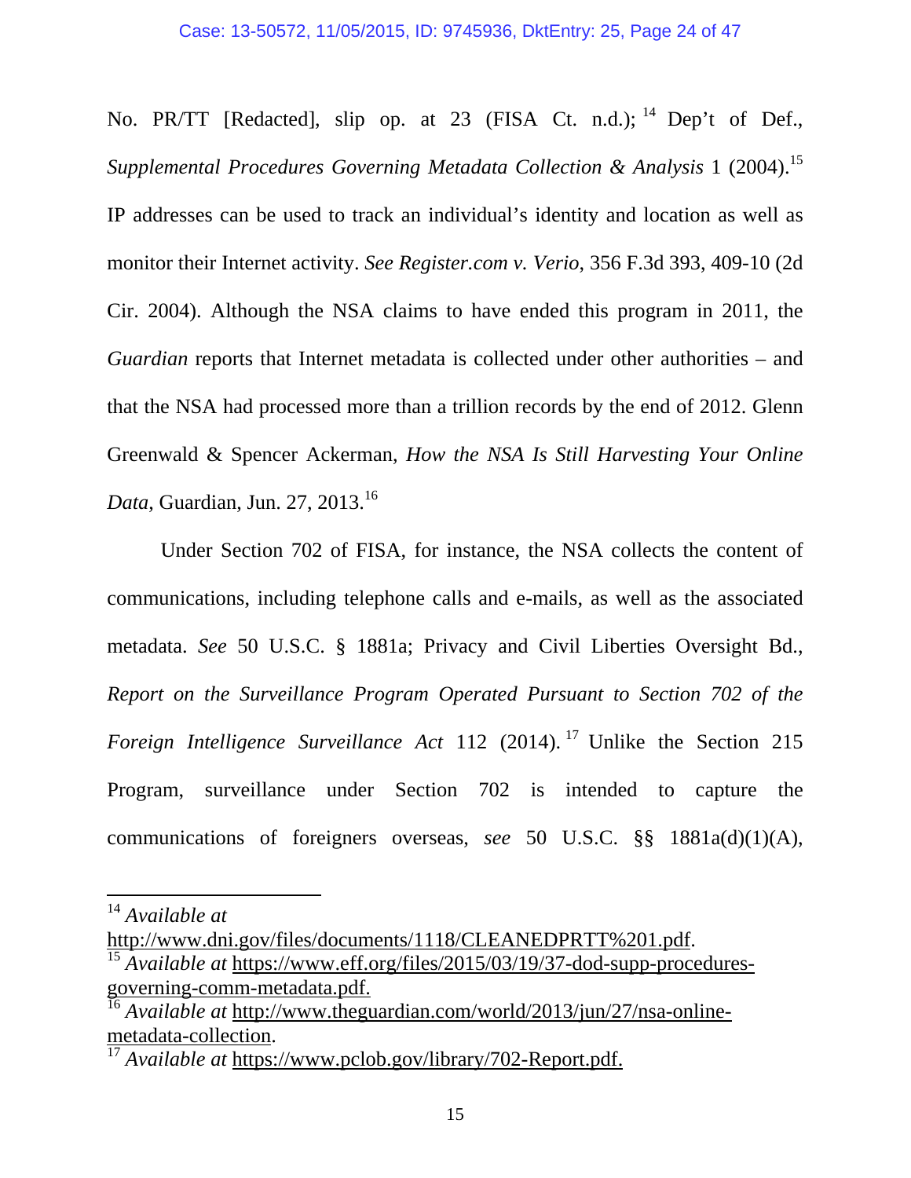No. PR/TT [Redacted], slip op. at 23 (FISA Ct. n.d.);[14] Dep't of Def., *Supplemental Procedures Governing Metadata Collection & Analysis* 1 (2004).[15] IP addresses can be used to track an individual's identity and location as well as monitor their Internet activity. *See Register.com v. Verio*, 356 F.3d 393, 409-10 (2d Cir. 2004). Although the NSA claims to have ended this program in 2011, the *Guardian* reports that Internet metadata is collected under other authorities – and that the NSA had processed more than a trillion records by the end of 2012. Glenn Greenwald & Spencer Ackerman, *How the NSA Is Still Harvesting Your Online Data*, Guardian, Jun. 27, 2013.[16]

Under Section 702 of FISA, for instance, the NSA collects the content of communications, including telephone calls and e-mails, as well as the associated metadata. *See* 50 U.S.C. § 1881a; Privacy and Civil Liberties Oversight Bd., *Report on the Surveillance Program Operated Pursuant to Section 702 of the Foreign Intelligence Surveillance Act* 112 (2014).[17] Unlike the Section 215 Program, surveillance under Section 702 is intended to capture the communications of foreigners overseas, *see* 50 U.S.C. §§ 1881a(d)(1)(A),

---

[14] *Available at* http://www.dni.gov/files/documents/1118/CLEANEDPRTT%201.pdf.

[15] *Available at* https://www.eff.org/files/2015/03/19/37-dod-supp-procedures-governing-comm-metadata.pdf.

[16] *Available at* http://www.theguardian.com/world/2013/jun/27/nsa-online-metadata-collection.

[17] *Available at* https://www.pclob.gov/library/702-Report.pdf.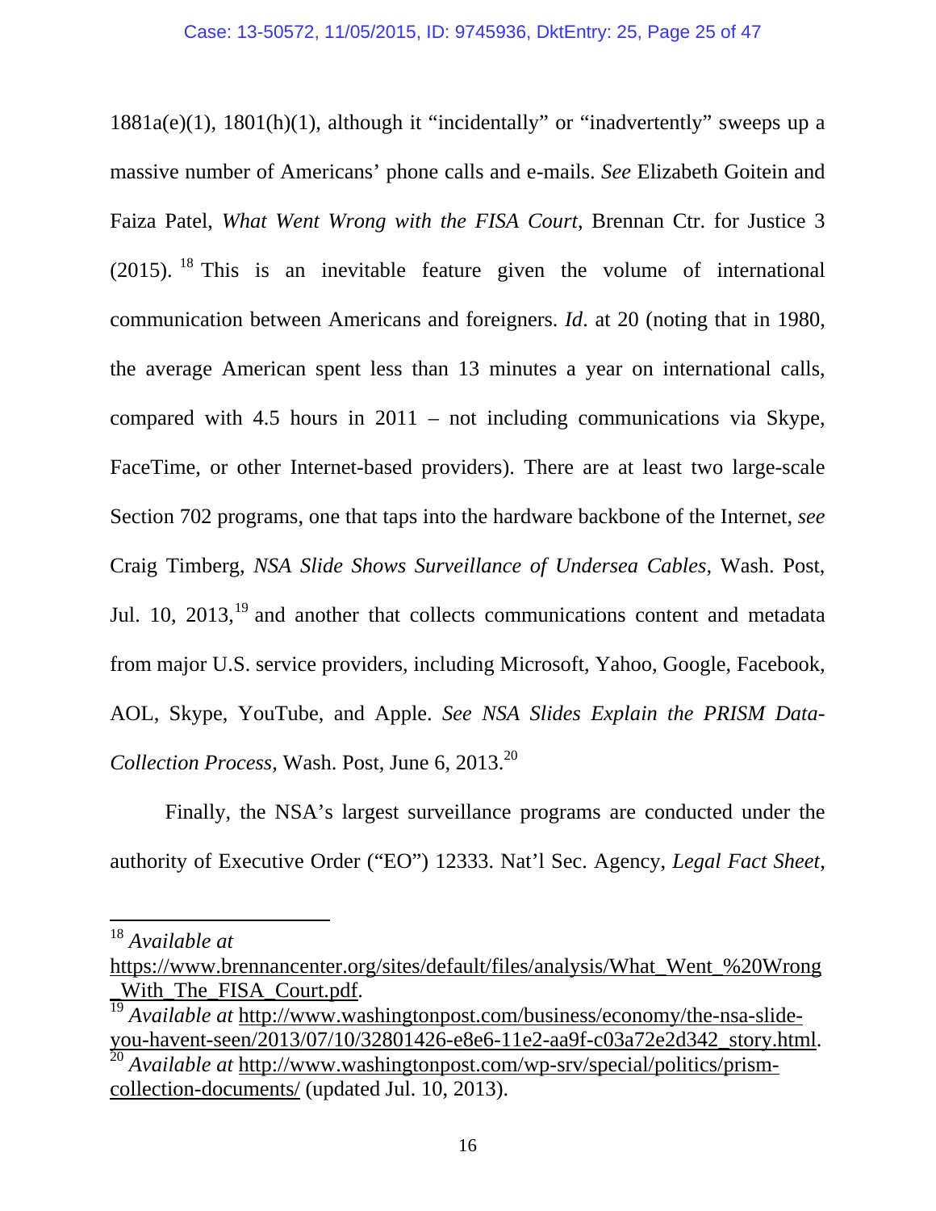1881a(e)(1), 1801(h)(1), although it "incidentally" or "inadvertently" sweeps up a massive number of Americans' phone calls and e-mails. *See* Elizabeth Goitein and Faiza Patel, *What Went Wrong with the FISA Court*, Brennan Ctr. for Justice 3 (2015).[18] This is an inevitable feature given the volume of international communication between Americans and foreigners. *Id*. at 20 (noting that in 1980, the average American spent less than 13 minutes a year on international calls, compared with 4.5 hours in 2011 – not including communications via Skype, FaceTime, or other Internet-based providers). There are at least two large-scale Section 702 programs, one that taps into the hardware backbone of the Internet, *see* Craig Timberg, *NSA Slide Shows Surveillance of Undersea Cables*, Wash. Post, Jul. 10, 2013,[19] and another that collects communications content and metadata from major U.S. service providers, including Microsoft, Yahoo, Google, Facebook, AOL, Skype, YouTube, and Apple. *See NSA Slides Explain the PRISM Data-Collection Process*, Wash. Post, June 6, 2013.[20]

Finally, the NSA's largest surveillance programs are conducted under the authority of Executive Order ("EO") 12333. Nat'l Sec. Agency, *Legal Fact Sheet*,

---

[18] *Available at* https://www.brennancenter.org/sites/default/files/analysis/What_Went_%20Wrong_With_The_FISA_Court.pdf.

[19] *Available at* http://www.washingtonpost.com/business/economy/the-nsa-slide-you-havent-seen/2013/07/10/32801426-e8e6-11e2-aa9f-c03a72e2d342_story.html.

[20] *Available at* http://www.washingtonpost.com/wp-srv/special/politics/prism-collection-documents/ (updated Jul. 10, 2013).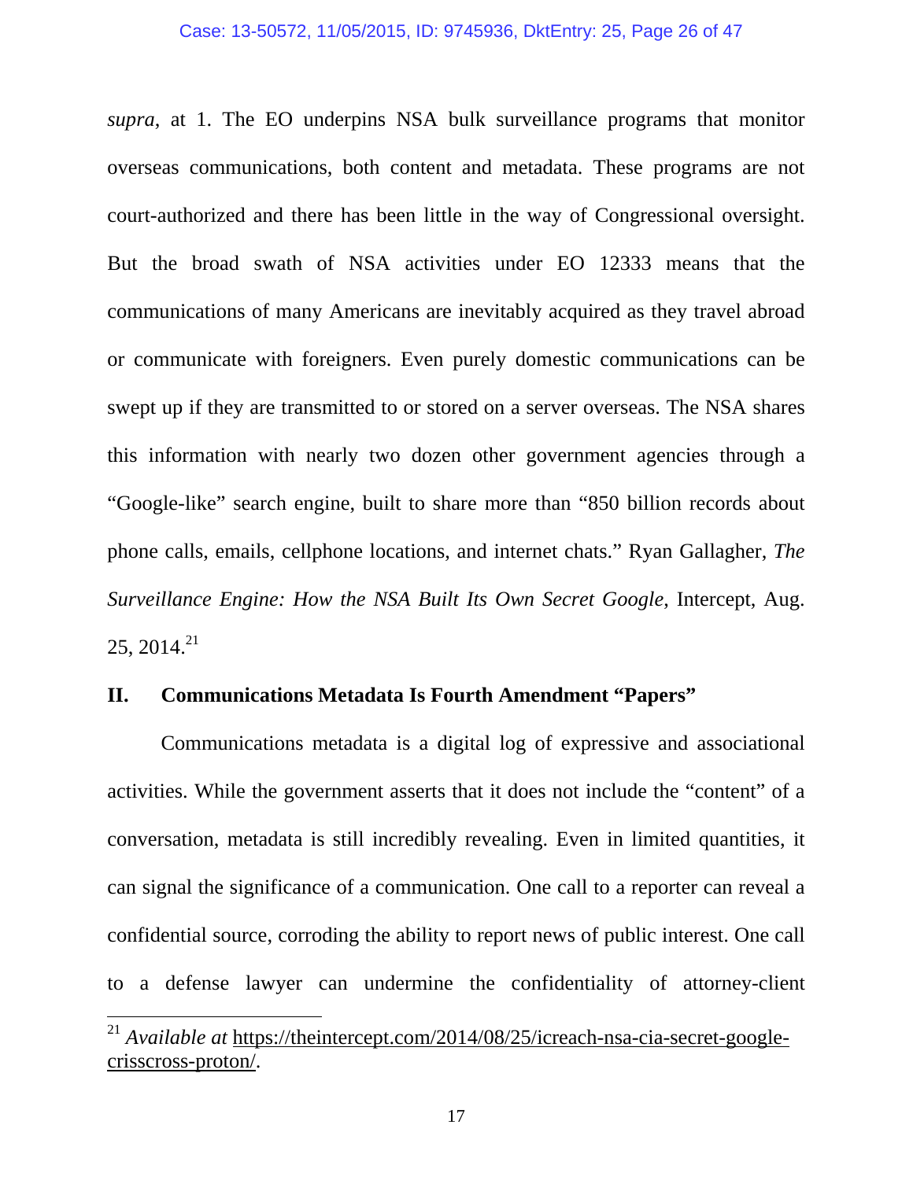*supra*, at 1. The EO underpins NSA bulk surveillance programs that monitor overseas communications, both content and metadata. These programs are not court-authorized and there has been little in the way of Congressional oversight. But the broad swath of NSA activities under EO 12333 means that the communications of many Americans are inevitably acquired as they travel abroad or communicate with foreigners. Even purely domestic communications can be swept up if they are transmitted to or stored on a server overseas. The NSA shares this information with nearly two dozen other government agencies through a "Google-like" search engine, built to share more than "850 billion records about phone calls, emails, cellphone locations, and internet chats." Ryan Gallagher, *The Surveillance Engine: How the NSA Built Its Own Secret Google*, Intercept, Aug. 25, 2014.[21]

## II. Communications Metadata Is Fourth Amendment "Papers"

Communications metadata is a digital log of expressive and associational activities. While the government asserts that it does not include the "content" of a conversation, metadata is still incredibly revealing. Even in limited quantities, it can signal the significance of a communication. One call to a reporter can reveal a confidential source, corroding the ability to report news of public interest. One call to a defense lawyer can undermine the confidentiality of attorney-client

---

[21] *Available at* https://theintercept.com/2014/08/25/icreach-nsa-cia-secret-google-crisscross-proton/.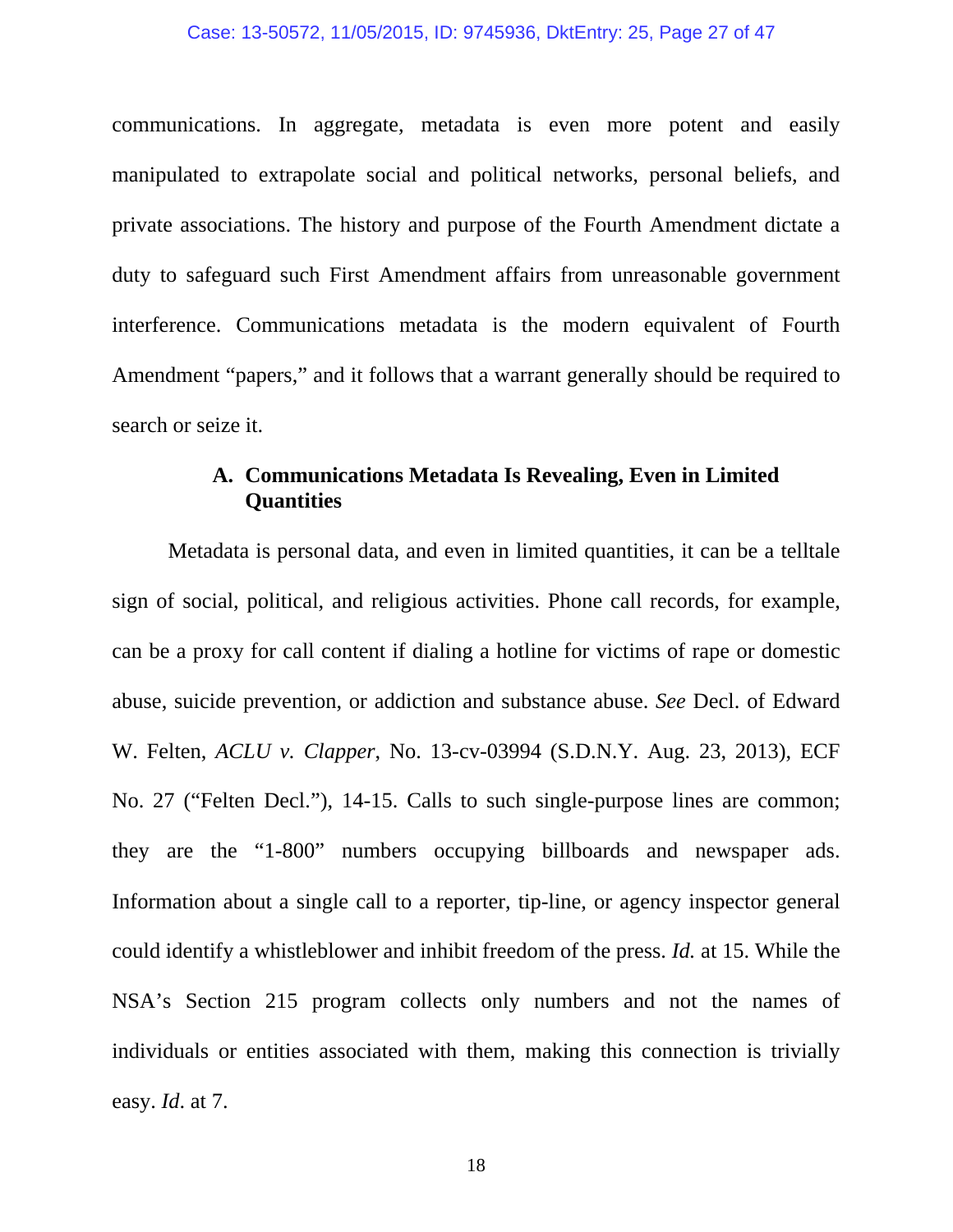communications. In aggregate, metadata is even more potent and easily manipulated to extrapolate social and political networks, personal beliefs, and private associations. The history and purpose of the Fourth Amendment dictate a duty to safeguard such First Amendment affairs from unreasonable government interference. Communications metadata is the modern equivalent of Fourth Amendment "papers," and it follows that a warrant generally should be required to search or seize it.

### A. Communications Metadata Is Revealing, Even in Limited Quantities

Metadata is personal data, and even in limited quantities, it can be a telltale sign of social, political, and religious activities. Phone call records, for example, can be a proxy for call content if dialing a hotline for victims of rape or domestic abuse, suicide prevention, or addiction and substance abuse. *See* Decl. of Edward W. Felten, *ACLU v. Clapper*, No. 13-cv-03994 (S.D.N.Y. Aug. 23, 2013), ECF No. 27 ("Felten Decl."), 14-15. Calls to such single-purpose lines are common; they are the "1-800" numbers occupying billboards and newspaper ads. Information about a single call to a reporter, tip-line, or agency inspector general could identify a whistleblower and inhibit freedom of the press. *Id.* at 15. While the NSA's Section 215 program collects only numbers and not the names of individuals or entities associated with them, making this connection is trivially easy. *Id*. at 7.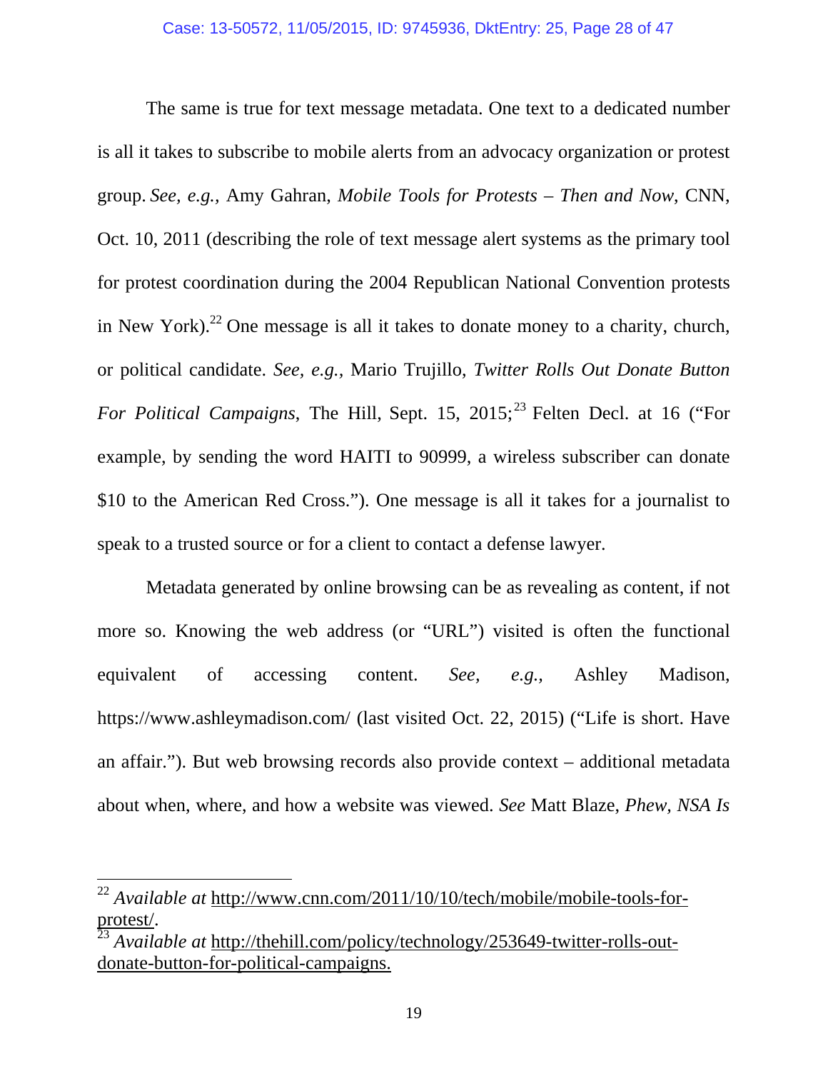The same is true for text message metadata. One text to a dedicated number is all it takes to subscribe to mobile alerts from an advocacy organization or protest group. *See, e.g.*, Amy Gahran, *Mobile Tools for Protests – Then and Now*, CNN, Oct. 10, 2011 (describing the role of text message alert systems as the primary tool for protest coordination during the 2004 Republican National Convention protests in New York).[22] One message is all it takes to donate money to a charity, church, or political candidate. *See, e.g.*, Mario Trujillo, *Twitter Rolls Out Donate Button For Political Campaigns*, The Hill, Sept. 15, 2015;[23] Felten Decl. at 16 ("For example, by sending the word HAITI to 90999, a wireless subscriber can donate $10 to the American Red Cross."). One message is all it takes for a journalist to speak to a trusted source or for a client to contact a defense lawyer.

Metadata generated by online browsing can be as revealing as content, if not more so. Knowing the web address (or "URL") visited is often the functional equivalent of accessing content. *See, e.g.*, Ashley Madison, https://www.ashleymadison.com/ (last visited Oct. 22, 2015) ("Life is short. Have an affair."). But web browsing records also provide context – additional metadata about when, where, and how a website was viewed. *See* Matt Blaze, *Phew, NSA Is*

---

[22] *Available at* http://www.cnn.com/2011/10/10/tech/mobile/mobile-tools-for-protest/.

[23] *Available at* http://thehill.com/policy/technology/253649-twitter-rolls-out-donate-button-for-political-campaigns.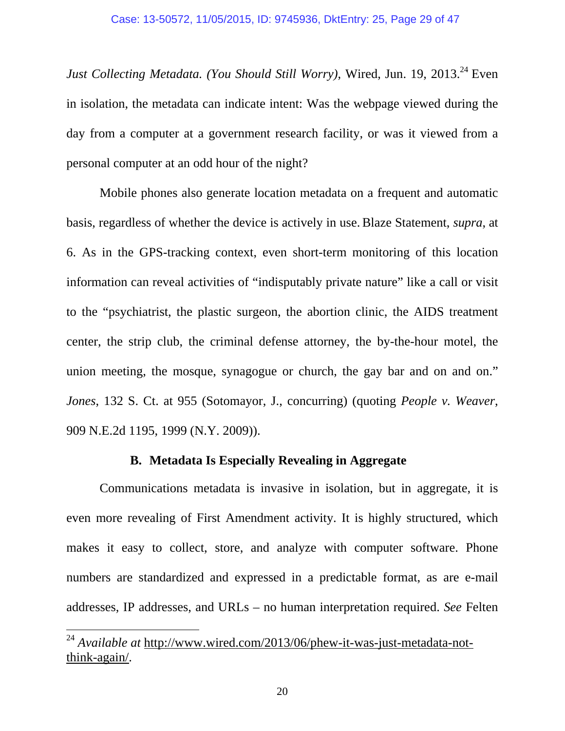*Just Collecting Metadata. (You Should Still Worry)*, Wired, Jun. 19, 2013.[24] Even in isolation, the metadata can indicate intent: Was the webpage viewed during the day from a computer at a government research facility, or was it viewed from a personal computer at an odd hour of the night?

Mobile phones also generate location metadata on a frequent and automatic basis, regardless of whether the device is actively in use. Blaze Statement, *supra*, at 6. As in the GPS-tracking context, even short-term monitoring of this location information can reveal activities of "indisputably private nature" like a call or visit to the "psychiatrist, the plastic surgeon, the abortion clinic, the AIDS treatment center, the strip club, the criminal defense attorney, the by-the-hour motel, the union meeting, the mosque, synagogue or church, the gay bar and on and on." *Jones*, 132 S. Ct. at 955 (Sotomayor, J., concurring) (quoting *People v. Weaver*, 909 N.E.2d 1195, 1999 (N.Y. 2009)).

### B. Metadata Is Especially Revealing in Aggregate

Communications metadata is invasive in isolation, but in aggregate, it is even more revealing of First Amendment activity. It is highly structured, which makes it easy to collect, store, and analyze with computer software. Phone numbers are standardized and expressed in a predictable format, as are e-mail addresses, IP addresses, and URLs – no human interpretation required. *See* Felten

---

[24] *Available at* http://www.wired.com/2013/06/phew-it-was-just-metadata-not-think-again/.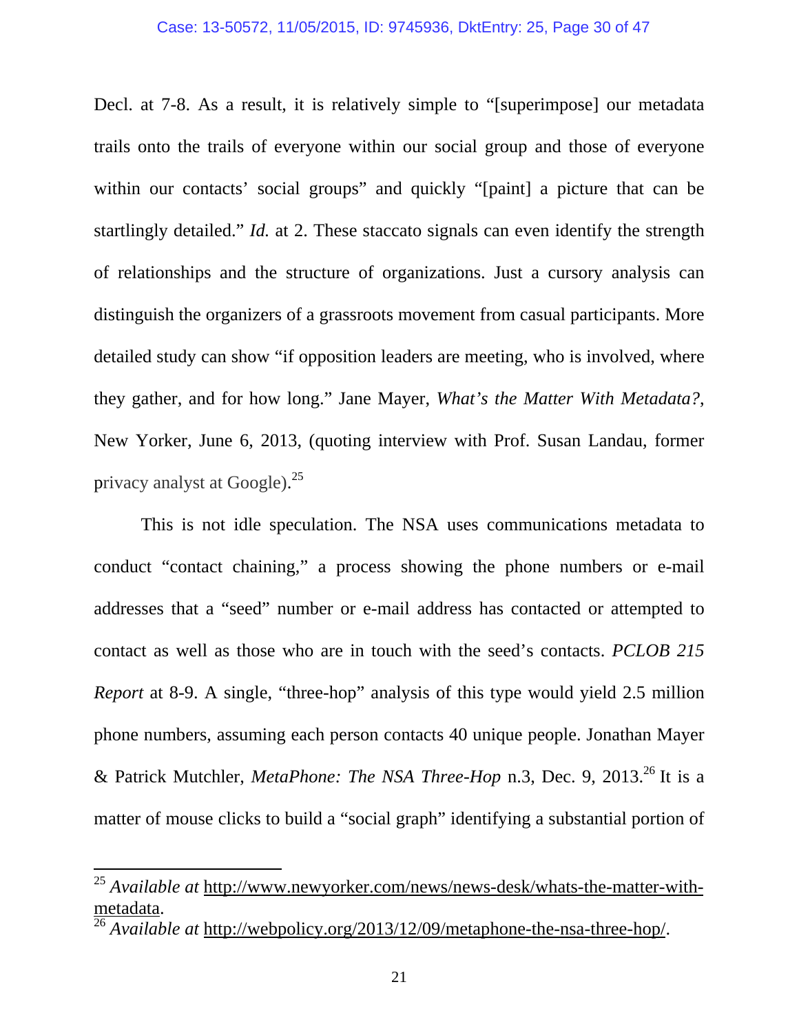Decl. at 7-8. As a result, it is relatively simple to "[superimpose] our metadata trails onto the trails of everyone within our social group and those of everyone within our contacts' social groups" and quickly "[paint] a picture that can be startlingly detailed." *Id.* at 2. These staccato signals can even identify the strength of relationships and the structure of organizations. Just a cursory analysis can distinguish the organizers of a grassroots movement from casual participants. More detailed study can show "if opposition leaders are meeting, who is involved, where they gather, and for how long." Jane Mayer, *What's the Matter With Metadata?*, New Yorker, June 6, 2013, (quoting interview with Prof. Susan Landau, former privacy analyst at Google).[25]

This is not idle speculation. The NSA uses communications metadata to conduct "contact chaining," a process showing the phone numbers or e-mail addresses that a "seed" number or e-mail address has contacted or attempted to contact as well as those who are in touch with the seed's contacts. *PCLOB 215 Report* at 8-9. A single, "three-hop" analysis of this type would yield 2.5 million phone numbers, assuming each person contacts 40 unique people. Jonathan Mayer & Patrick Mutchler, *MetaPhone: The NSA Three-Hop* n.3, Dec. 9, 2013.[26] It is a matter of mouse clicks to build a "social graph" identifying a substantial portion of

---

[25] *Available at* http://www.newyorker.com/news/news-desk/whats-the-matter-with-metadata.

[26] *Available at* http://webpolicy.org/2013/12/09/metaphone-the-nsa-three-hop/.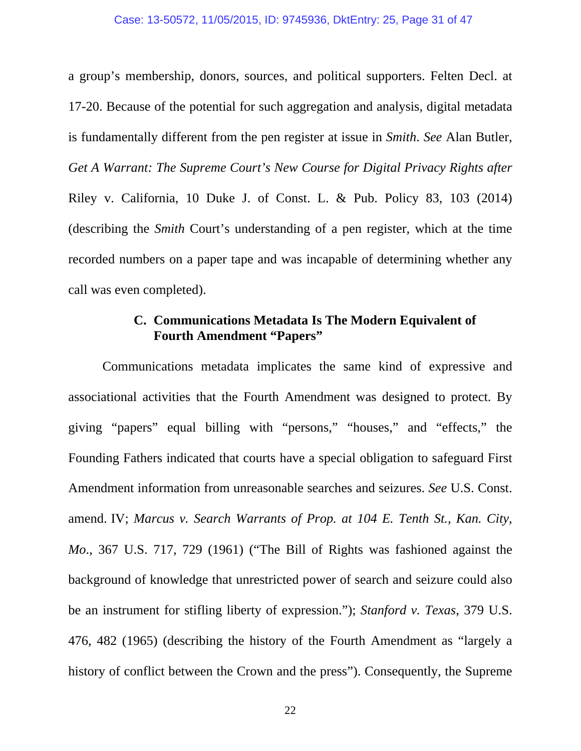a group's membership, donors, sources, and political supporters. Felten Decl. at 17-20. Because of the potential for such aggregation and analysis, digital metadata is fundamentally different from the pen register at issue in *Smith*. *See* Alan Butler, *Get A Warrant: The Supreme Court's New Course for Digital Privacy Rights after* Riley v. California, 10 Duke J. of Const. L. & Pub. Policy 83, 103 (2014) (describing the *Smith* Court's understanding of a pen register, which at the time recorded numbers on a paper tape and was incapable of determining whether any call was even completed).

### C. Communications Metadata Is The Modern Equivalent of Fourth Amendment "Papers"

Communications metadata implicates the same kind of expressive and associational activities that the Fourth Amendment was designed to protect. By giving "papers" equal billing with "persons," "houses," and "effects," the Founding Fathers indicated that courts have a special obligation to safeguard First Amendment information from unreasonable searches and seizures. *See* U.S. Const. amend. IV; *Marcus v. Search Warrants of Prop. at 104 E. Tenth St., Kan. City, Mo.*, 367 U.S. 717, 729 (1961) ("The Bill of Rights was fashioned against the background of knowledge that unrestricted power of search and seizure could also be an instrument for stifling liberty of expression."); *Stanford v. Texas*, 379 U.S. 476, 482 (1965) (describing the history of the Fourth Amendment as "largely a history of conflict between the Crown and the press"). Consequently, the Supreme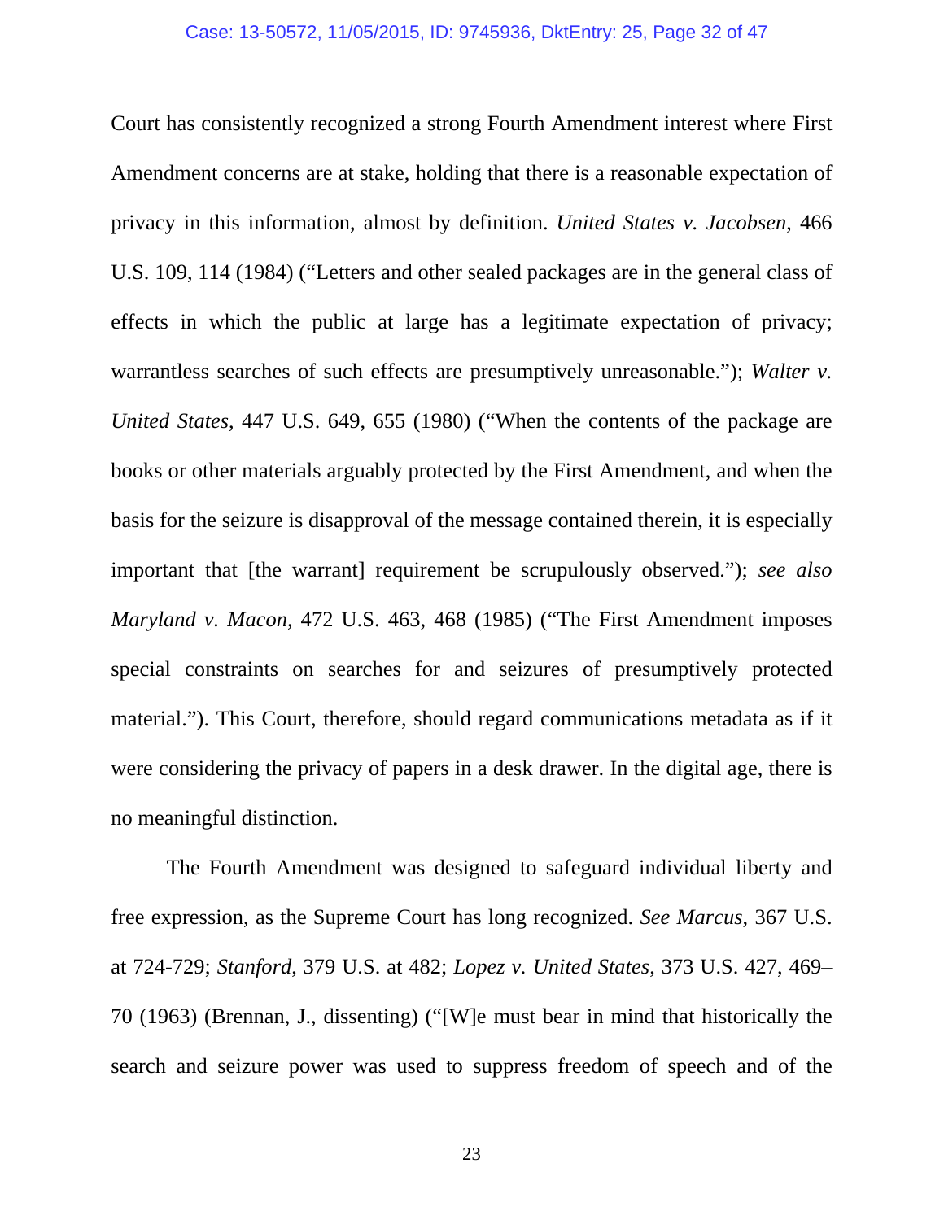Court has consistently recognized a strong Fourth Amendment interest where First Amendment concerns are at stake, holding that there is a reasonable expectation of privacy in this information, almost by definition. *United States v. Jacobsen*, 466 U.S. 109, 114 (1984) ("Letters and other sealed packages are in the general class of effects in which the public at large has a legitimate expectation of privacy; warrantless searches of such effects are presumptively unreasonable."); *Walter v. United States*, 447 U.S. 649, 655 (1980) ("When the contents of the package are books or other materials arguably protected by the First Amendment, and when the basis for the seizure is disapproval of the message contained therein, it is especially important that [the warrant] requirement be scrupulously observed."); *see also Maryland v. Macon*, 472 U.S. 463, 468 (1985) ("The First Amendment imposes special constraints on searches for and seizures of presumptively protected material."). This Court, therefore, should regard communications metadata as if it were considering the privacy of papers in a desk drawer. In the digital age, there is no meaningful distinction.

The Fourth Amendment was designed to safeguard individual liberty and free expression, as the Supreme Court has long recognized. *See Marcus*, 367 U.S. at 724-729; *Stanford*, 379 U.S. at 482; *Lopez v. United States*, 373 U.S. 427, 469–70 (1963) (Brennan, J., dissenting) ("[W]e must bear in mind that historically the search and seizure power was used to suppress freedom of speech and of the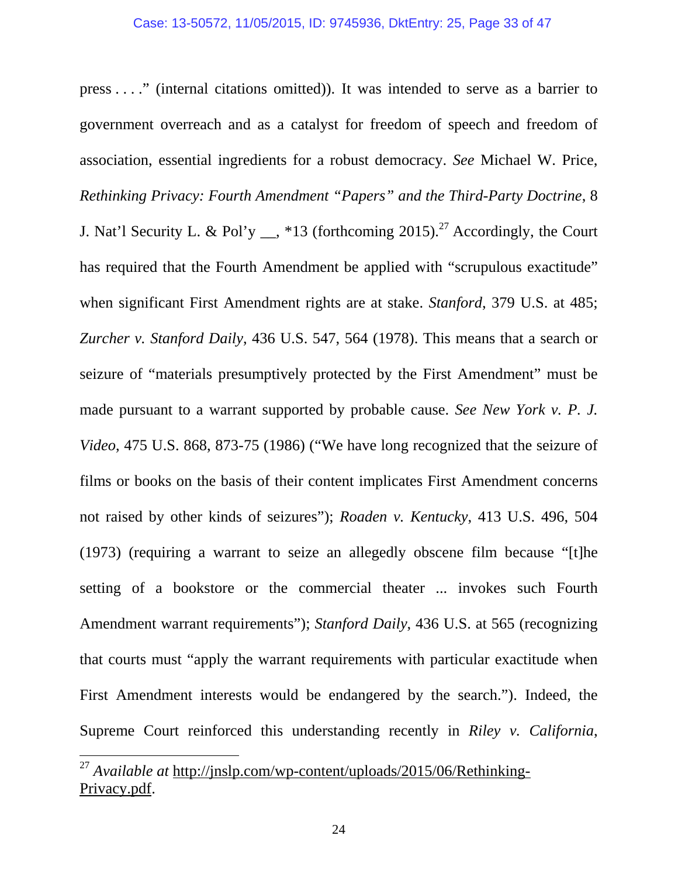press . . . ." (internal citations omitted)). It was intended to serve as a barrier to government overreach and as a catalyst for freedom of speech and freedom of association, essential ingredients for a robust democracy. *See* Michael W. Price, *Rethinking Privacy: Fourth Amendment "Papers" and the Third-Party Doctrine*, 8 J. Nat'l Security L. & Pol'y __, *13 (forthcoming 2015).[27] Accordingly, the Court has required that the Fourth Amendment be applied with "scrupulous exactitude" when significant First Amendment rights are at stake. *Stanford*, 379 U.S. at 485; *Zurcher v. Stanford Daily*, 436 U.S. 547, 564 (1978). This means that a search or seizure of "materials presumptively protected by the First Amendment" must be made pursuant to a warrant supported by probable cause. *See New York v. P. J. Video*, 475 U.S. 868, 873-75 (1986) ("We have long recognized that the seizure of films or books on the basis of their content implicates First Amendment concerns not raised by other kinds of seizures"); *Roaden v. Kentucky*, 413 U.S. 496, 504 (1973) (requiring a warrant to seize an allegedly obscene film because "[t]he setting of a bookstore or the commercial theater ... invokes such Fourth Amendment warrant requirements"); *Stanford Daily*, 436 U.S. at 565 (recognizing that courts must "apply the warrant requirements with particular exactitude when First Amendment interests would be endangered by the search."). Indeed, the Supreme Court reinforced this understanding recently in *Riley v. California*,

---

[27] *Available at* http://jnslp.com/wp-content/uploads/2015/06/Rethinking-Privacy.pdf.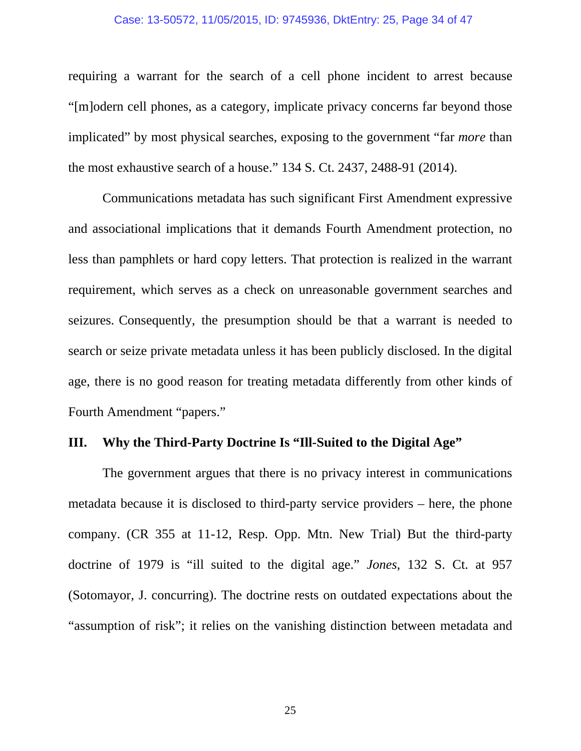requiring a warrant for the search of a cell phone incident to arrest because "[m]odern cell phones, as a category, implicate privacy concerns far beyond those implicated" by most physical searches, exposing to the government "far *more* than the most exhaustive search of a house." 134 S. Ct. 2437, 2488-91 (2014).

Communications metadata has such significant First Amendment expressive and associational implications that it demands Fourth Amendment protection, no less than pamphlets or hard copy letters. That protection is realized in the warrant requirement, which serves as a check on unreasonable government searches and seizures. Consequently, the presumption should be that a warrant is needed to search or seize private metadata unless it has been publicly disclosed. In the digital age, there is no good reason for treating metadata differently from other kinds of Fourth Amendment "papers."

## III. Why the Third-Party Doctrine Is "Ill-Suited to the Digital Age"

The government argues that there is no privacy interest in communications metadata because it is disclosed to third-party service providers – here, the phone company. (CR 355 at 11-12, Resp. Opp. Mtn. New Trial) But the third-party doctrine of 1979 is "ill suited to the digital age." *Jones*, 132 S. Ct. at 957 (Sotomayor, J. concurring). The doctrine rests on outdated expectations about the "assumption of risk"; it relies on the vanishing distinction between metadata and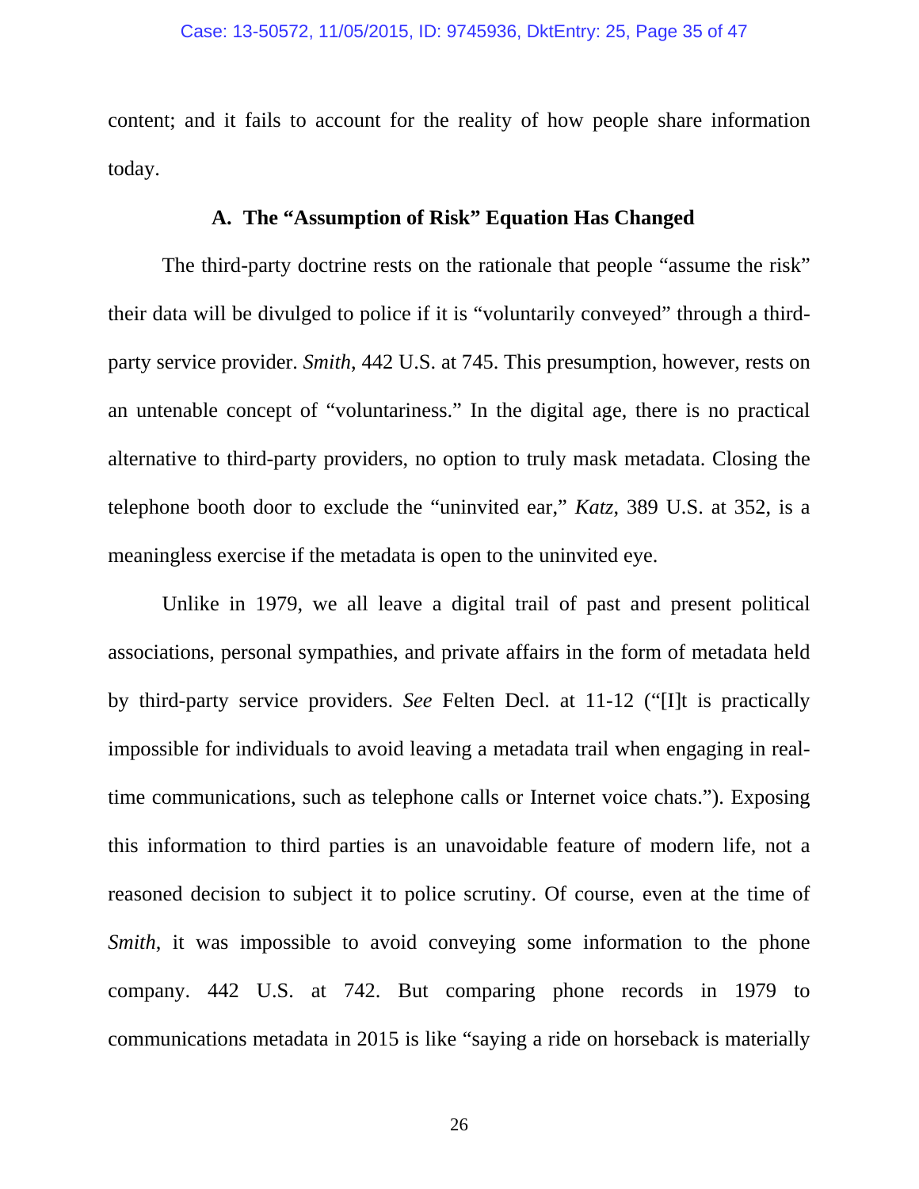content; and it fails to account for the reality of how people share information today.

### A. The "Assumption of Risk" Equation Has Changed

The third-party doctrine rests on the rationale that people "assume the risk" their data will be divulged to police if it is "voluntarily conveyed" through a third-party service provider. *Smith*, 442 U.S. at 745. This presumption, however, rests on an untenable concept of "voluntariness." In the digital age, there is no practical alternative to third-party providers, no option to truly mask metadata. Closing the telephone booth door to exclude the "uninvited ear," *Katz*, 389 U.S. at 352, is a meaningless exercise if the metadata is open to the uninvited eye.

Unlike in 1979, we all leave a digital trail of past and present political associations, personal sympathies, and private affairs in the form of metadata held by third-party service providers. *See* Felten Decl. at 11-12 ("[I]t is practically impossible for individuals to avoid leaving a metadata trail when engaging in real-time communications, such as telephone calls or Internet voice chats."). Exposing this information to third parties is an unavoidable feature of modern life, not a reasoned decision to subject it to police scrutiny. Of course, even at the time of *Smith*, it was impossible to avoid conveying some information to the phone company. 442 U.S. at 742. But comparing phone records in 1979 to communications metadata in 2015 is like "saying a ride on horseback is materially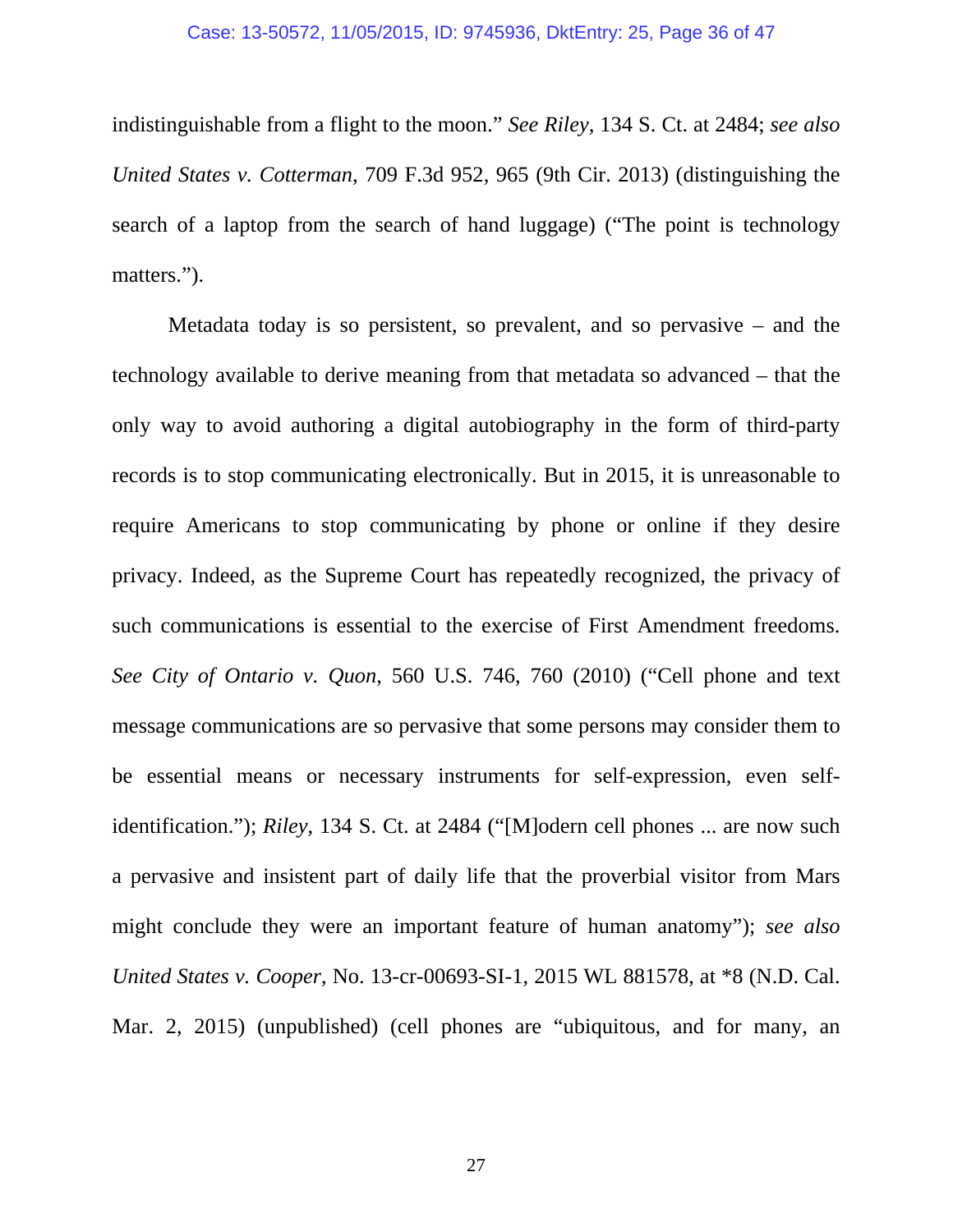indistinguishable from a flight to the moon." *See Riley*, 134 S. Ct. at 2484; *see also United States v. Cotterman*, 709 F.3d 952, 965 (9th Cir. 2013) (distinguishing the search of a laptop from the search of hand luggage) ("The point is technology matters.").

Metadata today is so persistent, so prevalent, and so pervasive – and the technology available to derive meaning from that metadata so advanced – that the only way to avoid authoring a digital autobiography in the form of third-party records is to stop communicating electronically. But in 2015, it is unreasonable to require Americans to stop communicating by phone or online if they desire privacy. Indeed, as the Supreme Court has repeatedly recognized, the privacy of such communications is essential to the exercise of First Amendment freedoms. *See City of Ontario v. Quon*, 560 U.S. 746, 760 (2010) ("Cell phone and text message communications are so pervasive that some persons may consider them to be essential means or necessary instruments for self-expression, even self-identification."); *Riley*, 134 S. Ct. at 2484 ("[M]odern cell phones ... are now such a pervasive and insistent part of daily life that the proverbial visitor from Mars might conclude they were an important feature of human anatomy"); *see also United States v. Cooper*, No. 13-cr-00693-SI-1, 2015 WL 881578, at *8 (N.D. Cal. Mar. 2, 2015) (unpublished) (cell phones are "ubiquitous, and for many, an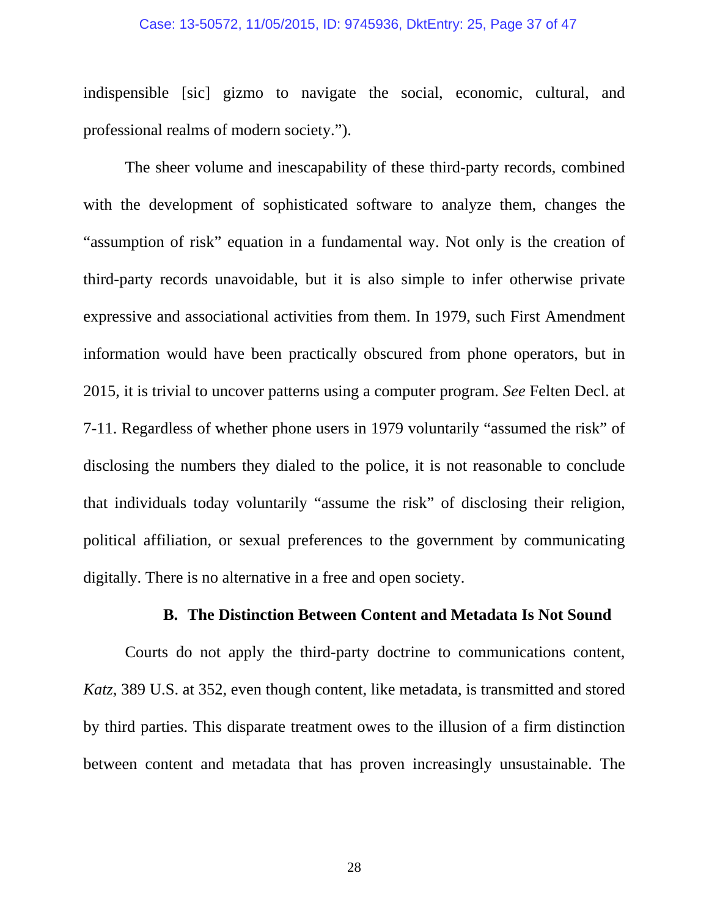indispensible [sic] gizmo to navigate the social, economic, cultural, and professional realms of modern society.").

The sheer volume and inescapability of these third-party records, combined with the development of sophisticated software to analyze them, changes the "assumption of risk" equation in a fundamental way. Not only is the creation of third-party records unavoidable, but it is also simple to infer otherwise private expressive and associational activities from them. In 1979, such First Amendment information would have been practically obscured from phone operators, but in 2015, it is trivial to uncover patterns using a computer program. *See* Felten Decl. at 7-11. Regardless of whether phone users in 1979 voluntarily "assumed the risk" of disclosing the numbers they dialed to the police, it is not reasonable to conclude that individuals today voluntarily "assume the risk" of disclosing their religion, political affiliation, or sexual preferences to the government by communicating digitally. There is no alternative in a free and open society.

### B. The Distinction Between Content and Metadata Is Not Sound

Courts do not apply the third-party doctrine to communications content, *Katz*, 389 U.S. at 352, even though content, like metadata, is transmitted and stored by third parties. This disparate treatment owes to the illusion of a firm distinction between content and metadata that has proven increasingly unsustainable. The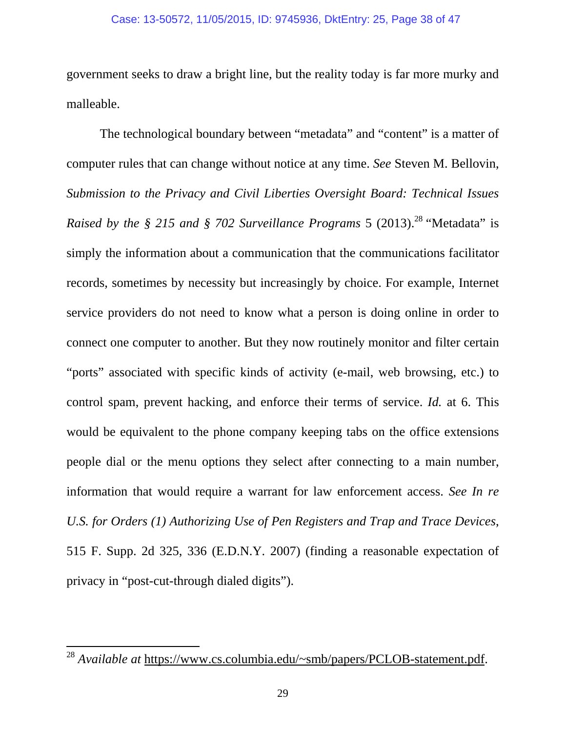government seeks to draw a bright line, but the reality today is far more murky and malleable.

The technological boundary between "metadata" and "content" is a matter of computer rules that can change without notice at any time. *See* Steven M. Bellovin, *Submission to the Privacy and Civil Liberties Oversight Board: Technical Issues Raised by the § 215 and § 702 Surveillance Programs* 5 (2013).[28] "Metadata" is simply the information about a communication that the communications facilitator records, sometimes by necessity but increasingly by choice. For example, Internet service providers do not need to know what a person is doing online in order to connect one computer to another. But they now routinely monitor and filter certain "ports" associated with specific kinds of activity (e-mail, web browsing, etc.) to control spam, prevent hacking, and enforce their terms of service. *Id.* at 6. This would be equivalent to the phone company keeping tabs on the office extensions people dial or the menu options they select after connecting to a main number, information that would require a warrant for law enforcement access. *See In re U.S. for Orders (1) Authorizing Use of Pen Registers and Trap and Trace Devices*, 515 F. Supp. 2d 325, 336 (E.D.N.Y. 2007) (finding a reasonable expectation of privacy in "post-cut-through dialed digits").

---

[28] *Available at* https://www.cs.columbia.edu/~smb/papers/PCLOB-statement.pdf.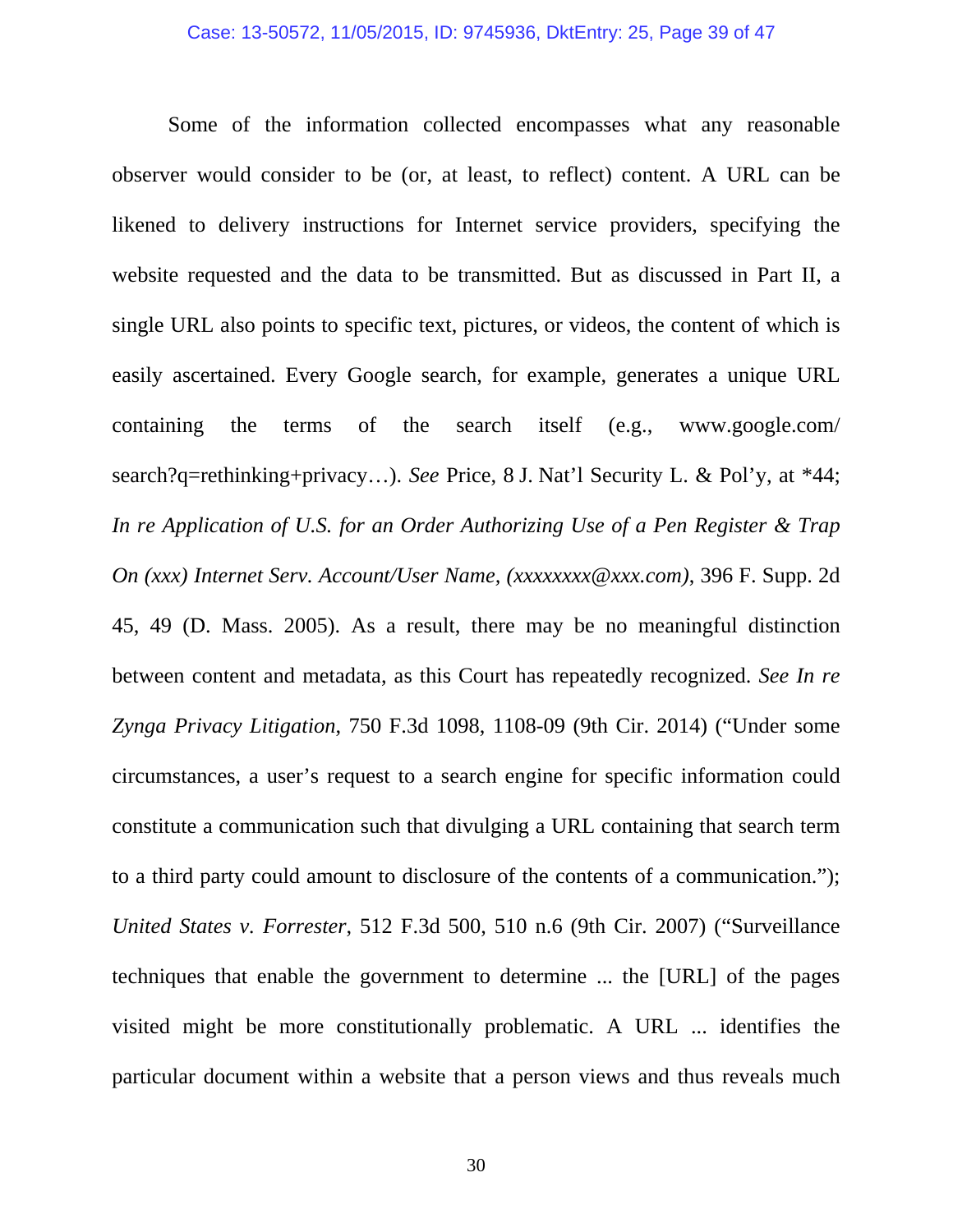Some of the information collected encompasses what any reasonable observer would consider to be (or, at least, to reflect) content. A URL can be likened to delivery instructions for Internet service providers, specifying the website requested and the data to be transmitted. But as discussed in Part II, a single URL also points to specific text, pictures, or videos, the content of which is easily ascertained. Every Google search, for example, generates a unique URL containing the terms of the search itself (e.g., www.google.com/search?q=rethinking+privacy…). *See* Price, 8 J. Nat'l Security L. & Pol'y, at *44; *In re Application of U.S. for an Order Authorizing Use of a Pen Register & Trap On (xxx) Internet Serv. Account/User Name, (xxxxxxxx@xxx.com)*, 396 F. Supp. 2d 45, 49 (D. Mass. 2005). As a result, there may be no meaningful distinction between content and metadata, as this Court has repeatedly recognized. *See In re Zynga Privacy Litigation*, 750 F.3d 1098, 1108-09 (9th Cir. 2014) ("Under some circumstances, a user's request to a search engine for specific information could constitute a communication such that divulging a URL containing that search term to a third party could amount to disclosure of the contents of a communication."); *United States v. Forrester*, 512 F.3d 500, 510 n.6 (9th Cir. 2007) ("Surveillance techniques that enable the government to determine ... the [URL] of the pages visited might be more constitutionally problematic. A URL ... identifies the particular document within a website that a person views and thus reveals much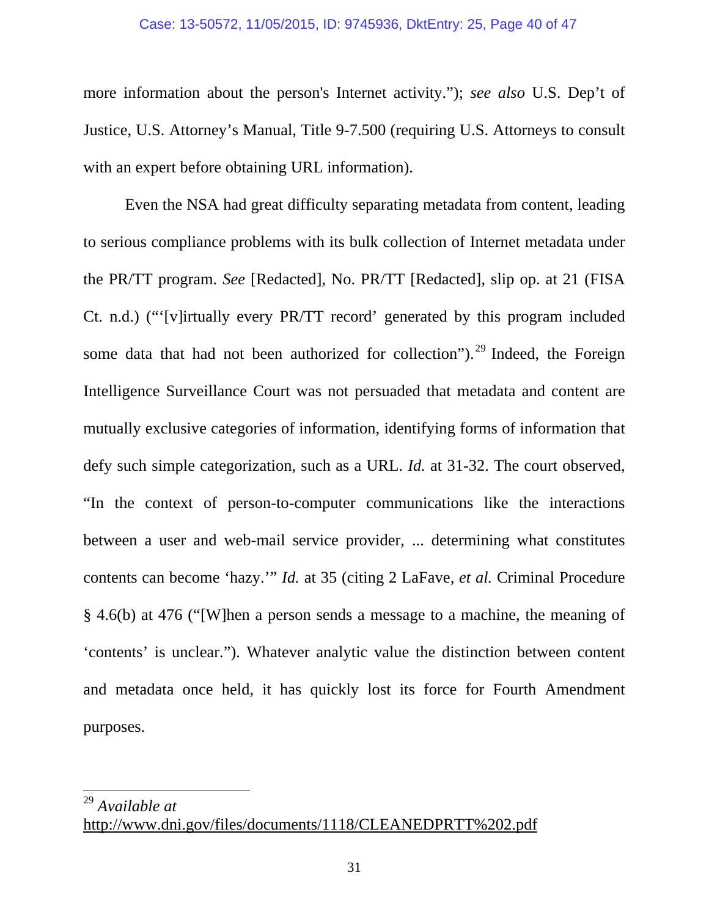more information about the person's Internet activity."); *see also* U.S. Dep't of Justice, U.S. Attorney's Manual, Title 9-7.500 (requiring U.S. Attorneys to consult with an expert before obtaining URL information).

Even the NSA had great difficulty separating metadata from content, leading to serious compliance problems with its bulk collection of Internet metadata under the PR/TT program. *See* [Redacted], No. PR/TT [Redacted], slip op. at 21 (FISA Ct. n.d.) ("'[v]irtually every PR/TT record' generated by this program included some data that had not been authorized for collection").[29] Indeed, the Foreign Intelligence Surveillance Court was not persuaded that metadata and content are mutually exclusive categories of information, identifying forms of information that defy such simple categorization, such as a URL. *Id.* at 31-32. The court observed, "In the context of person-to-computer communications like the interactions between a user and web-mail service provider, ... determining what constitutes contents can become 'hazy.'" *Id.* at 35 (citing 2 LaFave, *et al.* Criminal Procedure § 4.6(b) at 476 ("[W]hen a person sends a message to a machine, the meaning of 'contents' is unclear."). Whatever analytic value the distinction between content and metadata once held, it has quickly lost its force for Fourth Amendment purposes.

---

[29] *Available at* http://www.dni.gov/files/documents/1118/CLEANEDPRTT%202.pdf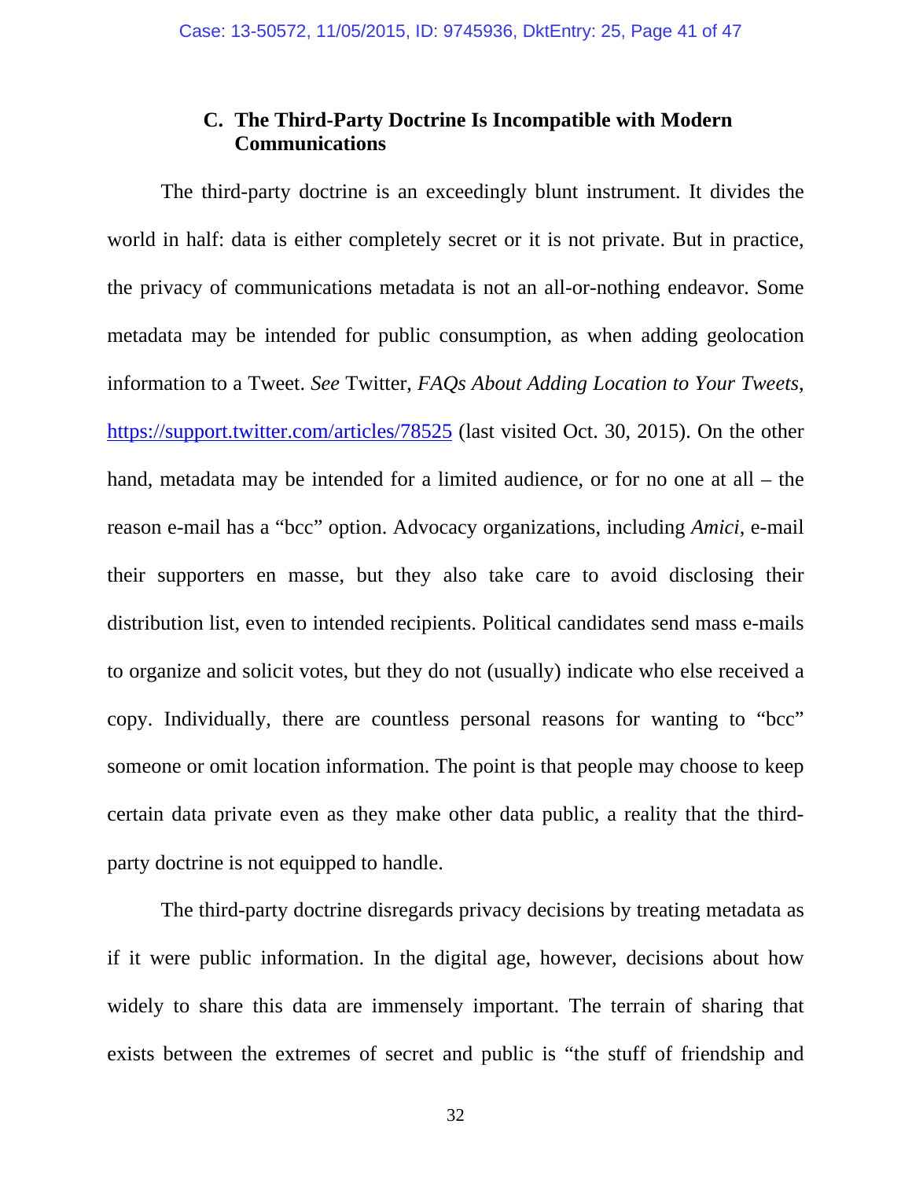### C. The Third-Party Doctrine Is Incompatible with Modern Communications

The third-party doctrine is an exceedingly blunt instrument. It divides the world in half: data is either completely secret or it is not private. But in practice, the privacy of communications metadata is not an all-or-nothing endeavor. Some metadata may be intended for public consumption, as when adding geolocation information to a Tweet. *See* Twitter, *FAQs About Adding Location to Your Tweets*, https://support.twitter.com/articles/78525 (last visited Oct. 30, 2015). On the other hand, metadata may be intended for a limited audience, or for no one at all – the reason e-mail has a "bcc" option. Advocacy organizations, including *Amici*, e-mail their supporters en masse, but they also take care to avoid disclosing their distribution list, even to intended recipients. Political candidates send mass e-mails to organize and solicit votes, but they do not (usually) indicate who else received a copy. Individually, there are countless personal reasons for wanting to "bcc" someone or omit location information. The point is that people may choose to keep certain data private even as they make other data public, a reality that the third-party doctrine is not equipped to handle.

The third-party doctrine disregards privacy decisions by treating metadata as if it were public information. In the digital age, however, decisions about how widely to share this data are immensely important. The terrain of sharing that exists between the extremes of secret and public is "the stuff of friendship and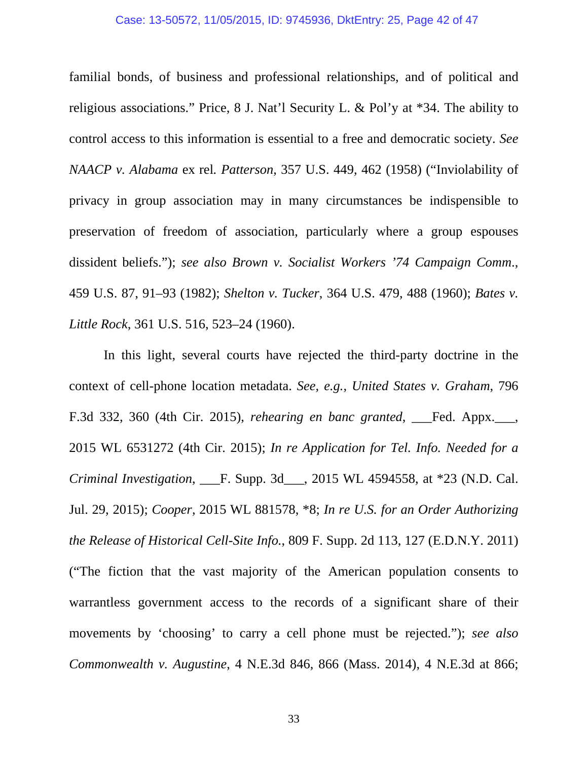familial bonds, of business and professional relationships, and of political and religious associations." Price, 8 J. Nat'l Security L. & Pol'y at *34. The ability to control access to this information is essential to a free and democratic society. *See NAACP v. Alabama* ex rel. *Patterson*, 357 U.S. 449, 462 (1958) ("Inviolability of privacy in group association may in many circumstances be indispensible to preservation of freedom of association, particularly where a group espouses dissident beliefs."); *see also Brown v. Socialist Workers '74 Campaign Comm.*, 459 U.S. 87, 91–93 (1982); *Shelton v. Tucker*, 364 U.S. 479, 488 (1960); *Bates v. Little Rock*, 361 U.S. 516, 523–24 (1960).

In this light, several courts have rejected the third-party doctrine in the context of cell-phone location metadata. *See, e.g., United States v. Graham*, 796 F.3d 332, 360 (4th Cir. 2015), *rehearing en banc granted*, ___Fed. Appx.___, 2015 WL 6531272 (4th Cir. 2015); *In re Application for Tel. Info. Needed for a Criminal Investigation*, ___F. Supp. 3d___, 2015 WL 4594558, at *23 (N.D. Cal. Jul. 29, 2015); *Cooper*, 2015 WL 881578, *8; *In re U.S. for an Order Authorizing the Release of Historical Cell-Site Info.*, 809 F. Supp. 2d 113, 127 (E.D.N.Y. 2011) ("The fiction that the vast majority of the American population consents to warrantless government access to the records of a significant share of their movements by 'choosing' to carry a cell phone must be rejected."); *see also Commonwealth v. Augustine*, 4 N.E.3d 846, 866 (Mass. 2014), 4 N.E.3d at 866;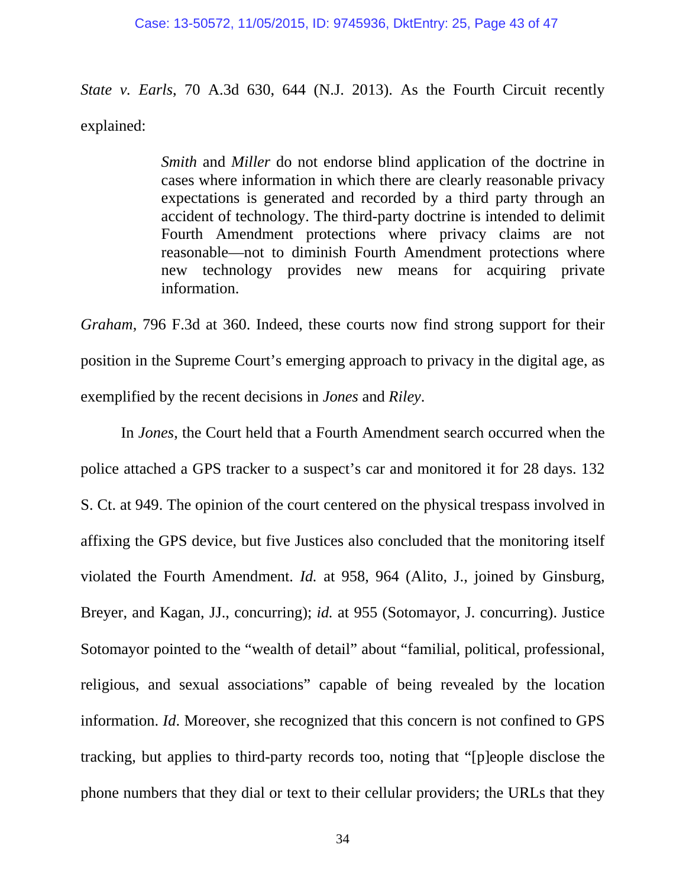*State v. Earls*, 70 A.3d 630, 644 (N.J. 2013). As the Fourth Circuit recently explained:

> *Smith* and *Miller* do not endorse blind application of the doctrine in cases where information in which there are clearly reasonable privacy expectations is generated and recorded by a third party through an accident of technology. The third-party doctrine is intended to delimit Fourth Amendment protections where privacy claims are not reasonable—not to diminish Fourth Amendment protections where new technology provides new means for acquiring private information.

*Graham*, 796 F.3d at 360. Indeed, these courts now find strong support for their position in the Supreme Court's emerging approach to privacy in the digital age, as exemplified by the recent decisions in *Jones* and *Riley*.

In *Jones*, the Court held that a Fourth Amendment search occurred when the police attached a GPS tracker to a suspect's car and monitored it for 28 days. 132 S. Ct. at 949. The opinion of the court centered on the physical trespass involved in affixing the GPS device, but five Justices also concluded that the monitoring itself violated the Fourth Amendment. *Id.* at 958, 964 (Alito, J., joined by Ginsburg, Breyer, and Kagan, JJ., concurring); *id.* at 955 (Sotomayor, J. concurring). Justice Sotomayor pointed to the "wealth of detail" about "familial, political, professional, religious, and sexual associations" capable of being revealed by the location information. *Id*. Moreover, she recognized that this concern is not confined to GPS tracking, but applies to third-party records too, noting that "[p]eople disclose the phone numbers that they dial or text to their cellular providers; the URLs that they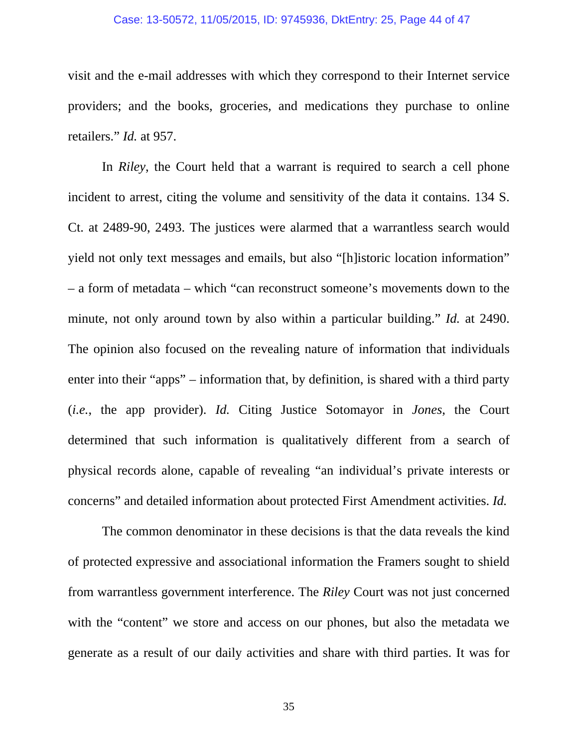visit and the e-mail addresses with which they correspond to their Internet service providers; and the books, groceries, and medications they purchase to online retailers." *Id.* at 957.

In *Riley*, the Court held that a warrant is required to search a cell phone incident to arrest, citing the volume and sensitivity of the data it contains. 134 S. Ct. at 2489-90, 2493. The justices were alarmed that a warrantless search would yield not only text messages and emails, but also "[h]istoric location information" – a form of metadata – which "can reconstruct someone's movements down to the minute, not only around town by also within a particular building." *Id.* at 2490. The opinion also focused on the revealing nature of information that individuals enter into their "apps" – information that, by definition, is shared with a third party (*i.e.*, the app provider). *Id.* Citing Justice Sotomayor in *Jones*, the Court determined that such information is qualitatively different from a search of physical records alone, capable of revealing "an individual's private interests or concerns" and detailed information about protected First Amendment activities. *Id.*

The common denominator in these decisions is that the data reveals the kind of protected expressive and associational information the Framers sought to shield from warrantless government interference. The *Riley* Court was not just concerned with the "content" we store and access on our phones, but also the metadata we generate as a result of our daily activities and share with third parties. It was for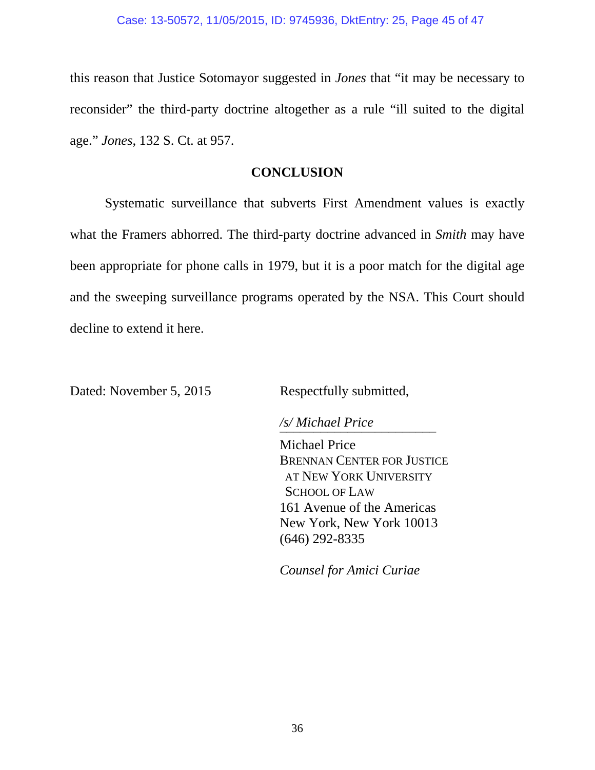this reason that Justice Sotomayor suggested in *Jones* that "it may be necessary to reconsider" the third-party doctrine altogether as a rule "ill suited to the digital age." *Jones*, 132 S. Ct. at 957.

## CONCLUSION

Systematic surveillance that subverts First Amendment values is exactly what the Framers abhorred. The third-party doctrine advanced in *Smith* may have been appropriate for phone calls in 1979, but it is a poor match for the digital age and the sweeping surveillance programs operated by the NSA. This Court should decline to extend it here.

Dated: November 5, 2015

Respectfully submitted,

*/s/ Michael Price*

Michael Price
BRENNAN CENTER FOR JUSTICE
AT NEW YORK UNIVERSITY
SCHOOL OF LAW
161 Avenue of the Americas
New York, New York 10013
(646) 292-8335

*Counsel for Amici Curiae*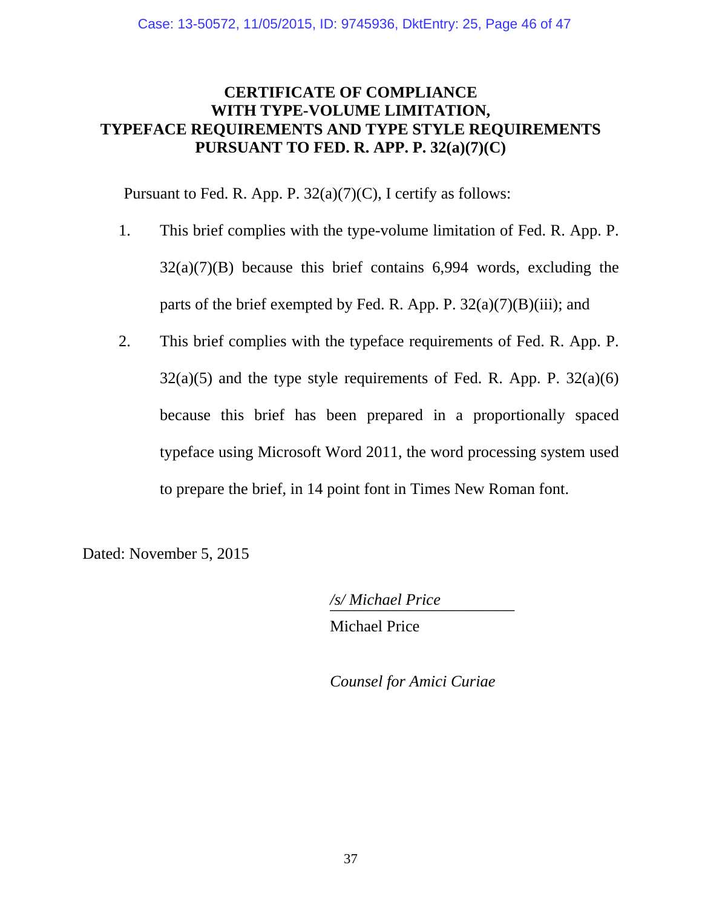# CERTIFICATE OF COMPLIANCE WITH TYPE-VOLUME LIMITATION, TYPEFACE REQUIREMENTS AND TYPE STYLE REQUIREMENTS PURSUANT TO FED. R. APP. P. 32(a)(7)(C)

Pursuant to Fed. R. App. P. 32(a)(7)(C), I certify as follows:

1. This brief complies with the type-volume limitation of Fed. R. App. P. 32(a)(7)(B) because this brief contains 6,994 words, excluding the parts of the brief exempted by Fed. R. App. P. 32(a)(7)(B)(iii); and

2. This brief complies with the typeface requirements of Fed. R. App. P. 32(a)(5) and the type style requirements of Fed. R. App. P. 32(a)(6) because this brief has been prepared in a proportionally spaced typeface using Microsoft Word 2011, the word processing system used to prepare the brief, in 14 point font in Times New Roman font.

Dated: November 5, 2015

*/s/ Michael Price*
Michael Price

*Counsel for Amici Curiae*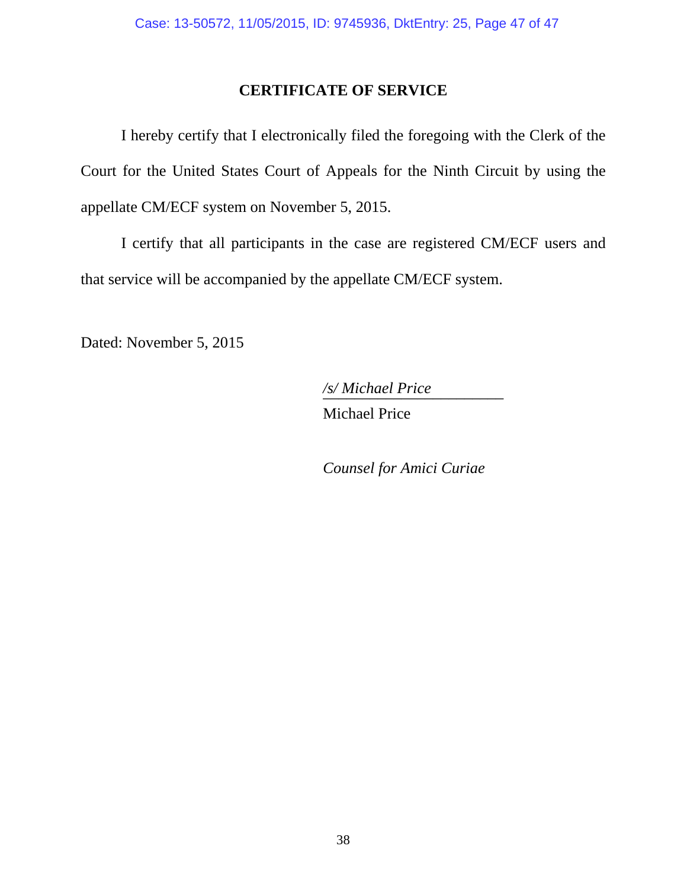## CERTIFICATE OF SERVICE

I hereby certify that I electronically filed the foregoing with the Clerk of the Court for the United States Court of Appeals for the Ninth Circuit by using the appellate CM/ECF system on November 5, 2015.

I certify that all participants in the case are registered CM/ECF users and that service will be accompanied by the appellate CM/ECF system.

Dated: November 5, 2015

*/s/ Michael Price*
Michael Price

*Counsel for Amici Curiae*